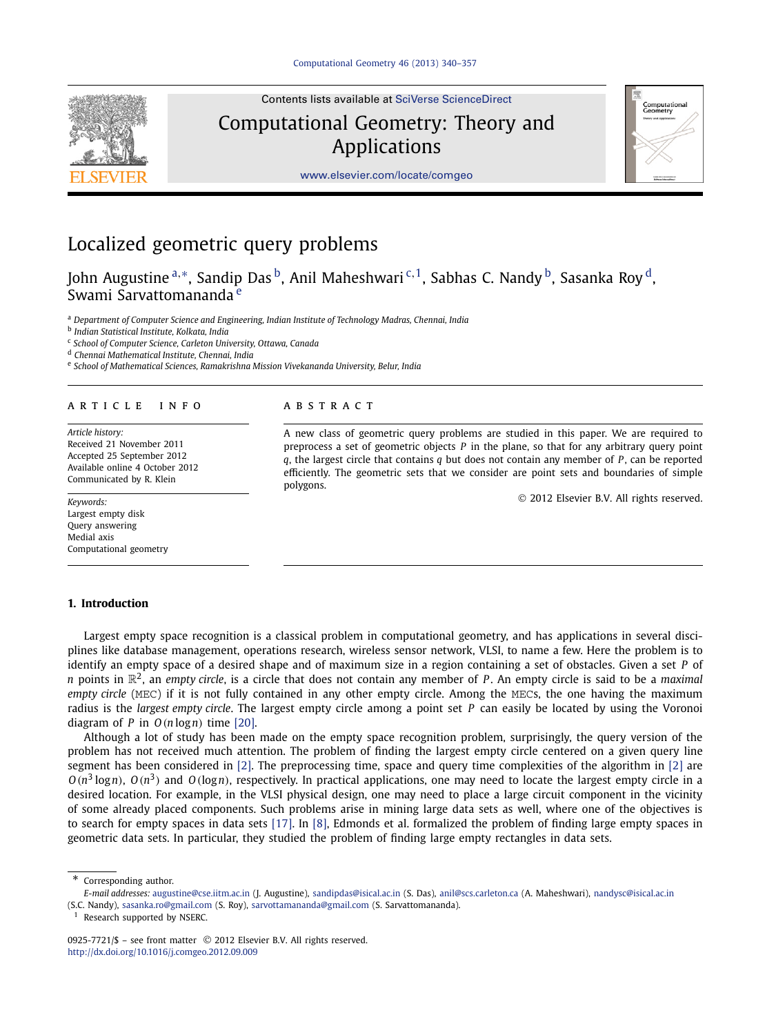# Localized geometric query problems

John Augustine [a,*], Sandip Das [b], Anil Maheshwari [c,1], Sabhas C. Nandy [b], Sasanka Roy [d], Swami Sarvattomananda [e]

[a] Department of Computer Science and Engineering, Indian Institute of Technology Madras, Chennai, India
[b] Indian Statistical Institute, Kolkata, India
[c] School of Computer Science, Carleton University, Ottawa, Canada
[d] Chennai Mathematical Institute, Chennai, India
[e] School of Mathematical Sciences, Ramakrishna Mission Vivekananda University, Belur, India

## ARTICLE INFO

*Article history:*
Received 21 November 2011
Accepted 25 September 2012
Available online 4 October 2012
Communicated by R. Klein

*Keywords:*
Largest empty disk
Query answering
Medial axis
Computational geometry

## ABSTRACT

A new class of geometric query problems are studied in this paper. We are required to preprocess a set of geometric objects $P$ in the plane, so that for any arbitrary query point $q$, the largest circle that contains $q$ but does not contain any member of $P$, can be reported efficiently. The geometric sets that we consider are point sets and boundaries of simple polygons.

© 2012 Elsevier B.V. All rights reserved.

## 1. Introduction

Largest empty space recognition is a classical problem in computational geometry, and has applications in several disciplines like database management, operations research, wireless sensor network, VLSI, to name a few. Here the problem is to identify an empty space of a desired shape and of maximum size in a region containing a set of obstacles. Given a set $P$ of $n$ points in $\mathbb{R}^2$, an *empty circle*, is a circle that does not contain any member of $P$. An empty circle is said to be a *maximal empty circle* (MEC) if it is not fully contained in any other empty circle. Among the MECs, the one having the maximum radius is the *largest empty circle*. The largest empty circle among a point set $P$ can easily be located by using the Voronoi diagram of $P$ in $O(n \log n)$ time [20].

Although a lot of study has been made on the empty space recognition problem, surprisingly, the query version of the problem has not received much attention. The problem of finding the largest empty circle centered on a given query line segment has been considered in [2]. The preprocessing time, space and query time complexities of the algorithm in [2] are $O(n^3 \log n)$, $O(n^3)$ and $O(\log n)$, respectively. In practical applications, one may need to locate the largest empty circle in a desired location. For example, in the VLSI physical design, one may need to place a large circuit component in the vicinity of some already placed components. Such problems arise in mining large data sets as well, where one of the objectives is to search for empty spaces in data sets [17]. In [8], Edmonds et al. formalized the problem of finding large empty spaces in geometric data sets. In particular, they studied the problem of finding large empty rectangles in data sets.

---

* Corresponding author.
*E-mail addresses:* augustine@cse.iitm.ac.in (J. Augustine), sandipdas@isical.ac.in (S. Das), anil@scs.carleton.ca (A. Maheshwari), nandysc@isical.ac.in (S.C. Nandy), sasanka.ro@gmail.com (S. Roy), sarvottamananda@gmail.com (S. Sarvattomananda).
[1] Research supported by NSERC.

0925-7721/$ – see front matter © 2012 Elsevier B.V. All rights reserved.
http://dx.doi.org/10.1016/j.comgeo.2012.09.009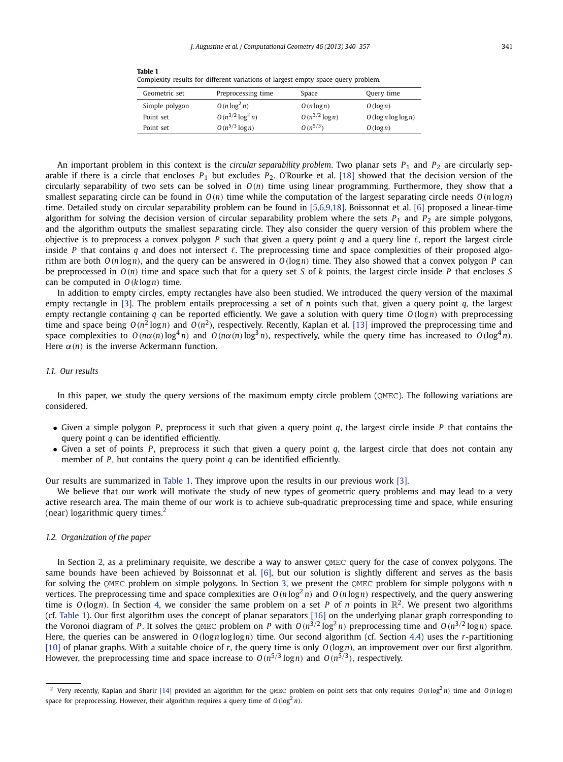**Table 1**
Complexity results for different variations of largest empty space query problem.

| Geometric set | Preprocessing time | Space | Query time |
|---|---|---|---|
| Simple polygon | $O(n\log^2 n)$ | $O(n\log n)$ | $O(\log n)$ |
| Point set | $O(n^{3/2}\log^2 n)$ | $O(n^{3/2}\log n)$ | $O(\log n\log\log n)$ |
| Point set | $O(n^{5/3}\log n)$ | $O(n^{5/3})$ | $O(\log n)$ |

An important problem in this context is the *circular separability problem*. Two planar sets $P_1$ and $P_2$ are circularly separable if there is a circle that encloses $P_1$ but excludes $P_2$. O'Rourke et al. [18] showed that the decision version of the circularly separability of two sets can be solved in $O(n)$ time using linear programming. Furthermore, they show that a smallest separating circle can be found in $O(n)$ time while the computation of the largest separating circle needs $O(n\log n)$ time. Detailed study on circular separability problem can be found in [5,6,9,18]. Boissonnat et al. [6] proposed a linear-time algorithm for solving the decision version of circular separability problem where the sets $P_1$ and $P_2$ are simple polygons, and the algorithm outputs the smallest separating circle. They also consider the query version of this problem where the objective is to preprocess a convex polygon $P$ such that given a query point $q$ and a query line $\ell$, report the largest circle inside $P$ that contains $q$ and does not intersect $\ell$. The preprocessing time and space complexities of their proposed algorithm are both $O(n\log n)$, and the query can be answered in $O(\log n)$ time. They also showed that a convex polygon $P$ can be preprocessed in $O(n)$ time and space such that for a query set $S$ of $k$ points, the largest circle inside $P$ that encloses $S$ can be computed in $O(k\log n)$ time.

In addition to empty circles, empty rectangles have also been studied. We introduced the query version of the maximal empty rectangle in [3]. The problem entails preprocessing a set of $n$ points such that, given a query point $q$, the largest empty rectangle containing $q$ can be reported efficiently. We gave a solution with query time $O(\log n)$ with preprocessing time and space being $O(n^2\log n)$ and $O(n^2)$, respectively. Recently, Kaplan et al. [13] improved the preprocessing time and space complexities to $O(n\alpha(n)\log^4 n)$ and $O(n\alpha(n)\log^3 n)$, respectively, while the query time has increased to $O(\log^4 n)$. Here $\alpha(n)$ is the inverse Ackermann function.

### 1.1. Our results

In this paper, we study the query versions of the maximum empty circle problem (QMEC). The following variations are considered.

- Given a simple polygon $P$, preprocess it such that given a query point $q$, the largest circle inside $P$ that contains the query point $q$ can be identified efficiently.
- Given a set of points $P$, preprocess it such that given a query point $q$, the largest circle that does not contain any member of $P$, but contains the query point $q$ can be identified efficiently.

Our results are summarized in Table 1. They improve upon the results in our previous work [3].

We believe that our work will motivate the study of new types of geometric query problems and may lead to a very active research area. The main theme of our work is to achieve sub-quadratic preprocessing time and space, while ensuring (near) logarithmic query times.[2]

### 1.2. Organization of the paper

In Section 2, as a preliminary requisite, we describe a way to answer QMEC query for the case of convex polygons. The same bounds have been achieved by Boissonnat et al. [6], but our solution is slightly different and serves as the basis for solving the QMEC problem on simple polygons. In Section 3, we present the QMEC problem for simple polygons with $n$ vertices. The preprocessing time and space complexities are $O(n\log^2 n)$ and $O(n\log n)$ respectively, and the query answering time is $O(\log n)$. In Section 4, we consider the same problem on a set $P$ of $n$ points in $\mathbb{R}^2$. We present two algorithms (cf. Table 1). Our first algorithm uses the concept of planar separators [16] on the underlying planar graph corresponding to the Voronoi diagram of $P$. It solves the QMEC problem on $P$ with $O(n^{3/2}\log^2 n)$ preprocessing time and $O(n^{3/2}\log n)$ space. Here, the queries can be answered in $O(\log n\log\log n)$ time. Our second algorithm (cf. Section 4.4) uses the $r$-partitioning [10] of planar graphs. With a suitable choice of $r$, the query time is only $O(\log n)$, an improvement over our first algorithm. However, the preprocessing time and space increase to $O(n^{5/3}\log n)$ and $O(n^{5/3})$, respectively.

---

[2] Very recently, Kaplan and Sharir [14] provided an algorithm for the QMEC problem on point sets that only requires $O(n\log^2 n)$ time and $O(n\log n)$ space for preprocessing. However, their algorithm requires a query time of $O(\log^2 n)$.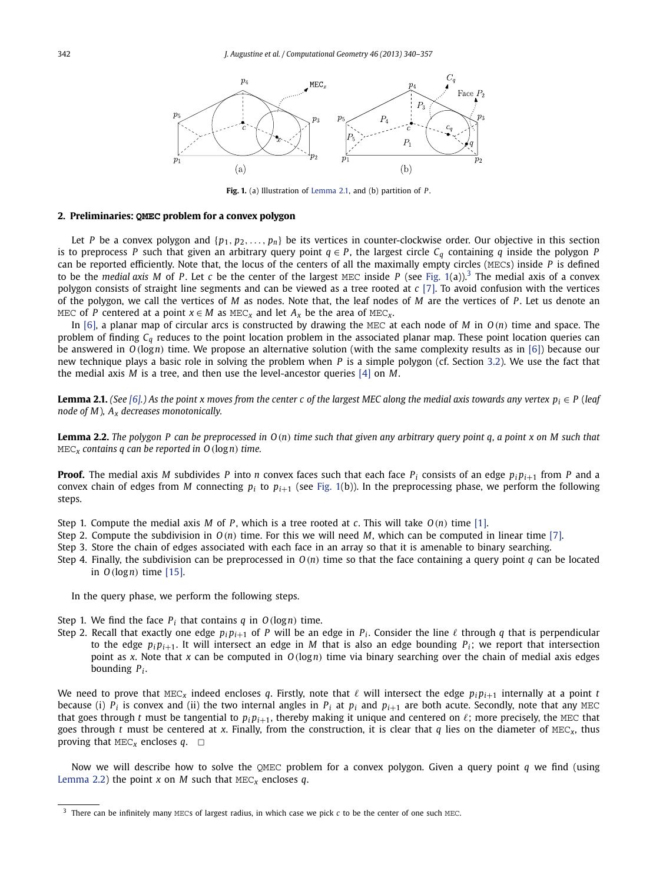**Fig. 1.** (a) Illustration of Lemma 2.1, and (b) partition of $P$.

## 2. Preliminaries: QMEC problem for a convex polygon

Let $P$ be a convex polygon and $\{p_1, p_2, \ldots, p_n\}$ be its vertices in counter-clockwise order. Our objective in this section is to preprocess $P$ such that given an arbitrary query point $q \in P$, the largest circle $C_q$ containing $q$ inside the polygon $P$ can be reported efficiently. Note that, the locus of the centers of all the maximally empty circles (MECs) inside $P$ is defined to be the *medial axis* $M$ of $P$. Let $c$ be the center of the largest MEC inside $P$ (see Fig. 1(a)).[3] The medial axis of a convex polygon consists of straight line segments and can be viewed as a tree rooted at $c$ [7]. To avoid confusion with the vertices of the polygon, we call the vertices of $M$ as nodes. Note that, the leaf nodes of $M$ are the vertices of $P$. Let us denote an MEC of $P$ centered at a point $x \in M$ as $\text{MEC}_x$ and let $A_x$ be the area of $\text{MEC}_x$.

In [6], a planar map of circular arcs is constructed by drawing the MEC at each node of $M$ in $O(n)$ time and space. The problem of finding $C_q$ reduces to the point location problem in the associated planar map. These point location queries can be answered in $O(\log n)$ time. We propose an alternative solution (with the same complexity results as in [6]) because our new technique plays a basic role in solving the problem when $P$ is a simple polygon (cf. Section 3.2). We use the fact that the medial axis $M$ is a tree, and then use the level-ancestor queries [4] on $M$.

**Lemma 2.1.** *(See [6].) As the point $x$ moves from the center $c$ of the largest MEC along the medial axis towards any vertex $p_i \in P$ (leaf node of $M$), $A_x$ decreases monotonically.*

**Lemma 2.2.** *The polygon $P$ can be preprocessed in $O(n)$ time such that given any arbitrary query point $q$, a point $x$ on $M$ such that $\text{MEC}_x$ contains $q$ can be reported in $O(\log n)$ time.*

**Proof.** The medial axis $M$ subdivides $P$ into $n$ convex faces such that each face $P_i$ consists of an edge $p_i p_{i+1}$ from $P$ and a convex chain of edges from $M$ connecting $p_i$ to $p_{i+1}$ (see Fig. 1(b)). In the preprocessing phase, we perform the following steps.

- Step 1. Compute the medial axis $M$ of $P$, which is a tree rooted at $c$. This will take $O(n)$ time [1].
- Step 2. Compute the subdivision in $O(n)$ time. For this we will need $M$, which can be computed in linear time [7].
- Step 3. Store the chain of edges associated with each face in an array so that it is amenable to binary searching.
- Step 4. Finally, the subdivision can be preprocessed in $O(n)$ time so that the face containing a query point $q$ can be located in $O(\log n)$ time [15].

In the query phase, we perform the following steps.

- Step 1. We find the face $P_i$ that contains $q$ in $O(\log n)$ time.
- Step 2. Recall that exactly one edge $p_i p_{i+1}$ of $P$ will be an edge in $P_i$. Consider the line $\ell$ through $q$ that is perpendicular to the edge $p_i p_{i+1}$. It will intersect an edge in $M$ that is also an edge bounding $P_i$; we report that intersection point as $x$. Note that $x$ can be computed in $O(\log n)$ time via binary searching over the chain of medial axis edges bounding $P_i$.

We need to prove that $\text{MEC}_x$ indeed encloses $q$. Firstly, note that $\ell$ will intersect the edge $p_i p_{i+1}$ internally at a point $t$ because (i) $P_i$ is convex and (ii) the two internal angles in $P_i$ at $p_i$ and $p_{i+1}$ are both acute. Secondly, note that any MEC that goes through $t$ must be tangential to $p_i p_{i+1}$, thereby making it unique and centered on $\ell$; more precisely, the MEC that goes through $t$ must be centered at $x$. Finally, from the construction, it is clear that $q$ lies on the diameter of $\text{MEC}_x$, thus proving that $\text{MEC}_x$ encloses $q$. □

Now we will describe how to solve the QMEC problem for a convex polygon. Given a query point $q$ we find (using Lemma 2.2) the point $x$ on $M$ such that $\text{MEC}_x$ encloses $q$.

[3] There can be infinitely many MECs of largest radius, in which case we pick $c$ to be the center of one such MEC.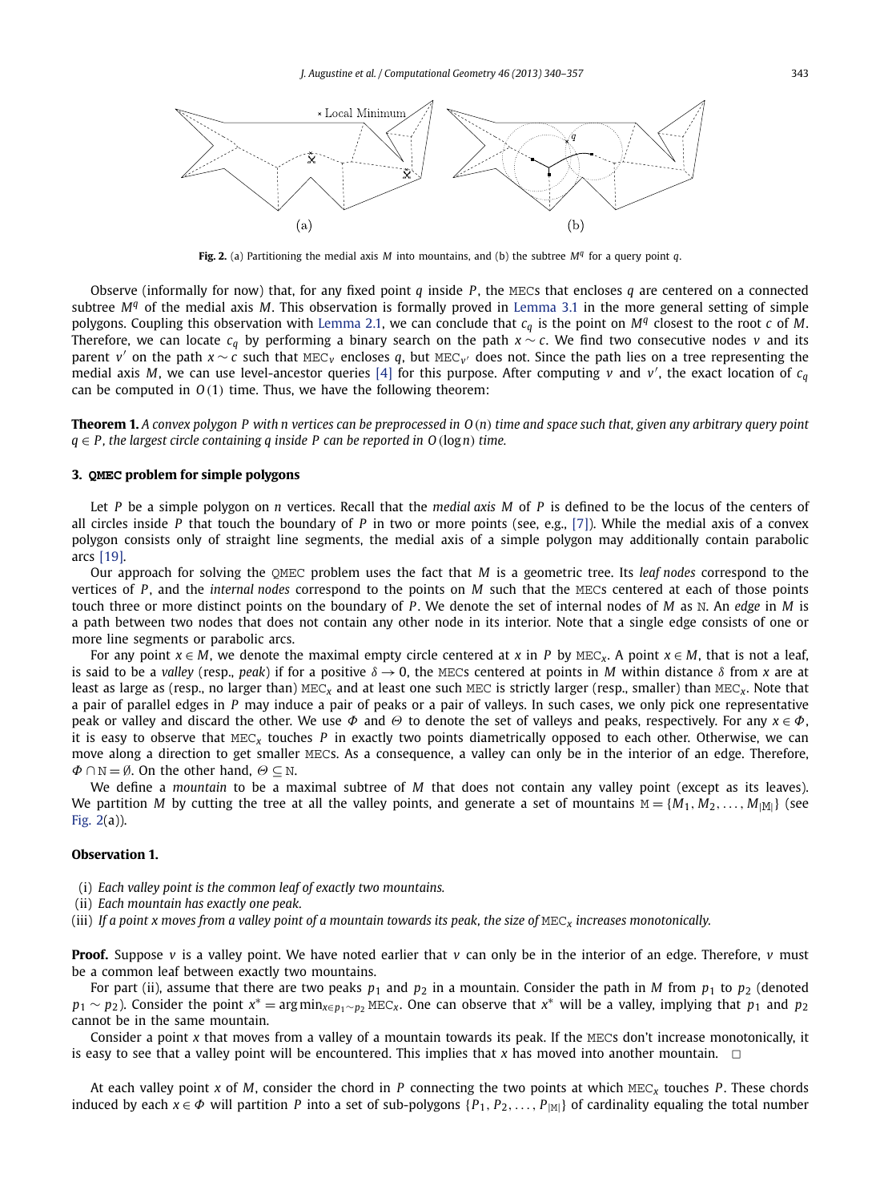**Fig. 2.** (a) Partitioning the medial axis $M$ into mountains, and (b) the subtree $M^q$ for a query point $q$.

Observe (informally for now) that, for any fixed point $q$ inside $P$, the MECs that encloses $q$ are centered on a connected subtree $M^q$ of the medial axis $M$. This observation is formally proved in Lemma 3.1 in the more general setting of simple polygons. Coupling this observation with Lemma 2.1, we can conclude that $c_q$ is the point on $M^q$ closest to the root $c$ of $M$. Therefore, we can locate $c_q$ by performing a binary search on the path $x \sim c$. We find two consecutive nodes $v$ and its parent $v'$ on the path $x \sim c$ such that $\mathrm{MEC}_v$ encloses $q$, but $\mathrm{MEC}_{v'}$ does not. Since the path lies on a tree representing the medial axis $M$, we can use level-ancestor queries [4] for this purpose. After computing $v$ and $v'$, the exact location of $c_q$ can be computed in $O(1)$ time. Thus, we have the following theorem:

**Theorem 1.** *A convex polygon $P$ with $n$ vertices can be preprocessed in $O(n)$ time and space such that, given any arbitrary query point $q \in P$, the largest circle containing $q$ inside $P$ can be reported in $O(\log n)$ time.*

### 3. QMEC problem for simple polygons

Let $P$ be a simple polygon on $n$ vertices. Recall that the *medial axis* $M$ of $P$ is defined to be the locus of the centers of all circles inside $P$ that touch the boundary of $P$ in two or more points (see, e.g., [7]). While the medial axis of a convex polygon consists only of straight line segments, the medial axis of a simple polygon may additionally contain parabolic arcs [19].

Our approach for solving the QMEC problem uses the fact that $M$ is a geometric tree. Its *leaf nodes* correspond to the vertices of $P$, and the *internal nodes* correspond to the points on $M$ such that the MECs centered at each of those points touch three or more distinct points on the boundary of $P$. We denote the set of internal nodes of $M$ as $\mathbb{N}$. An *edge* in $M$ is a path between two nodes that does not contain any other node in its interior. Note that a single edge consists of one or more line segments or parabolic arcs.

For any point $x \in M$, we denote the maximal empty circle centered at $x$ in $P$ by $\mathrm{MEC}_x$. A point $x \in M$, that is not a leaf, is said to be a *valley* (resp., *peak*) if for a positive $\delta \to 0$, the MECs centered at points in $M$ within distance $\delta$ from $x$ are at least as large as (resp., no larger than) $\mathrm{MEC}_x$ and at least one such MEC is strictly larger (resp., smaller) than $\mathrm{MEC}_x$. Note that a pair of parallel edges in $P$ may induce a pair of peaks or a pair of valleys. In such cases, we only pick one representative peak or valley and discard the other. We use $\Phi$ and $\Theta$ to denote the set of valleys and peaks, respectively. For any $x \in \Phi$, it is easy to observe that $\mathrm{MEC}_x$ touches $P$ in exactly two points diametrically opposed to each other. Otherwise, we can move along a direction to get smaller MECs. As a consequence, a valley can only be in the interior of an edge. Therefore, $\Phi \cap \mathbb{N} = \emptyset$. On the other hand, $\Theta \subseteq \mathbb{N}$.

We define a *mountain* to be a maximal subtree of $M$ that does not contain any valley point (except as its leaves). We partition $M$ by cutting the tree at all the valley points, and generate a set of mountains $\mathbb{M} = \{M_1, M_2, \ldots, M_{|\mathbb{M}|}\}$ (see Fig. 2(a)).

**Observation 1.**

(i) *Each valley point is the common leaf of exactly two mountains.*
(ii) *Each mountain has exactly one peak.*
(iii) *If a point $x$ moves from a valley point of a mountain towards its peak, the size of $\mathrm{MEC}_x$ increases monotonically.*

**Proof.** Suppose $v$ is a valley point. We have noted earlier that $v$ can only be in the interior of an edge. Therefore, $v$ must be a common leaf between exactly two mountains.

For part (ii), assume that there are two peaks $p_1$ and $p_2$ in a mountain. Consider the path in $M$ from $p_1$ to $p_2$ (denoted $p_1 \sim p_2$). Consider the point $x^* = \arg\min_{x \in p_1 \sim p_2} \mathrm{MEC}_x$. One can observe that $x^*$ will be a valley, implying that $p_1$ and $p_2$ cannot be in the same mountain.

Consider a point $x$ that moves from a valley of a mountain towards its peak. If the MECs don't increase monotonically, it is easy to see that a valley point will be encountered. This implies that $x$ has moved into another mountain. □

At each valley point $x$ of $M$, consider the chord in $P$ connecting the two points at which $\mathrm{MEC}_x$ touches $P$. These chords induced by each $x \in \Phi$ will partition $P$ into a set of sub-polygons $\{P_1, P_2, \ldots, P_{|\mathbb{M}|}\}$ of cardinality equaling the total number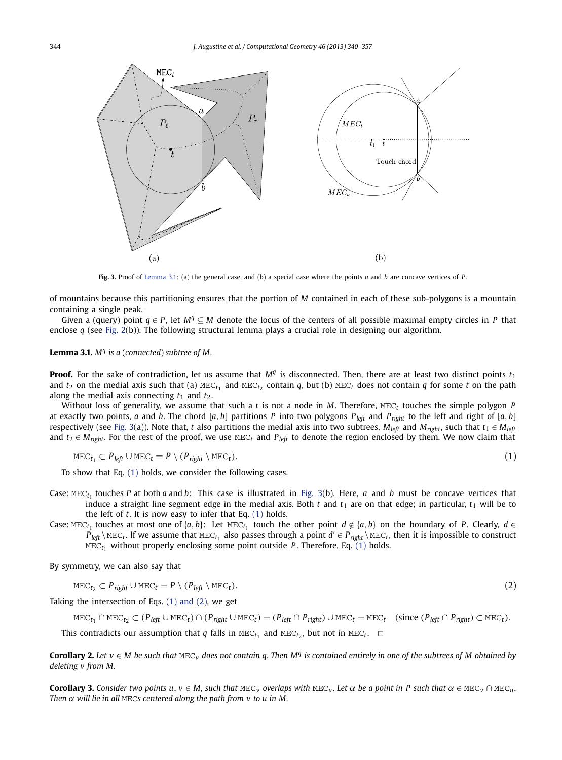Fig. 3. Proof of Lemma 3.1: (a) the general case, and (b) a special case where the points $a$ and $b$ are concave vertices of $P$.

of mountains because this partitioning ensures that the portion of $M$ contained in each of these sub-polygons is a mountain containing a single peak.

Given a (query) point $q \in P$, let $M^q \subseteq M$ denote the locus of the centers of all possible maximal empty circles in $P$ that enclose $q$ (see Fig. 2(b)). The following structural lemma plays a crucial role in designing our algorithm.

**Lemma 3.1.** *$M^q$ is a (connected) subtree of $M$.*

**Proof.** For the sake of contradiction, let us assume that $M^q$ is disconnected. Then, there are at least two distinct points $t_1$ and $t_2$ on the medial axis such that (a) $\mathrm{MEC}_{t_1}$ and $\mathrm{MEC}_{t_2}$ contain $q$, but (b) $\mathrm{MEC}_t$ does not contain $q$ for some $t$ on the path along the medial axis connecting $t_1$ and $t_2$.

Without loss of generality, we assume that such a $t$ is not a node in $M$. Therefore, $\mathrm{MEC}_t$ touches the simple polygon $P$ at exactly two points, $a$ and $b$. The chord $[a, b]$ partitions $P$ into two polygons $P_{left}$ and $P_{right}$ to the left and right of $[a, b]$ respectively (see Fig. 3(a)). Note that, $t$ also partitions the medial axis into two subtrees, $M_{left}$ and $M_{right}$, such that $t_1 \in M_{left}$ and $t_2 \in M_{right}$. For the rest of the proof, we use $\mathrm{MEC}_t$ and $P_{left}$ to denote the region enclosed by them. We now claim that

$$\mathrm{MEC}_{t_1} \subset P_{left} \cup \mathrm{MEC}_t = P \setminus (P_{right} \setminus \mathrm{MEC}_t). \tag{1}$$

To show that Eq. (1) holds, we consider the following cases.

Case: $\mathrm{MEC}_{t_1}$ touches $P$ at both $a$ and $b$: This case is illustrated in Fig. 3(b). Here, $a$ and $b$ must be concave vertices that induce a straight line segment edge in the medial axis. Both $t$ and $t_1$ are on that edge; in particular, $t_1$ will be to the left of $t$. It is now easy to infer that Eq. (1) holds.

Case: $\mathrm{MEC}_{t_1}$ touches at most one of $\{a, b\}$: Let $\mathrm{MEC}_{t_1}$ touch the other point $d \notin \{a, b\}$ on the boundary of $P$. Clearly, $d \in P_{left} \setminus \mathrm{MEC}_t$. If we assume that $\mathrm{MEC}_{t_1}$ also passes through a point $d' \in P_{right} \setminus \mathrm{MEC}_t$, then it is impossible to construct $\mathrm{MEC}_{t_1}$ without properly enclosing some point outside $P$. Therefore, Eq. (1) holds.

By symmetry, we can also say that

$$\mathrm{MEC}_{t_2} \subset P_{right} \cup \mathrm{MEC}_t = P \setminus (P_{left} \setminus \mathrm{MEC}_t). \tag{2}$$

Taking the intersection of Eqs. (1) and (2), we get

$$\mathrm{MEC}_{t_1} \cap \mathrm{MEC}_{t_2} \subset (P_{left} \cup \mathrm{MEC}_t) \cap (P_{right} \cup \mathrm{MEC}_t) = (P_{left} \cap P_{right}) \cup \mathrm{MEC}_t = \mathrm{MEC}_t \quad (\text{since } (P_{left} \cap P_{right}) \subset \mathrm{MEC}_t).$$

This contradicts our assumption that $q$ falls in $\mathrm{MEC}_{t_1}$ and $\mathrm{MEC}_{t_2}$, but not in $\mathrm{MEC}_t$. □

**Corollary 2.** *Let $v \in M$ be such that $\mathrm{MEC}_v$ does not contain $q$. Then $M^q$ is contained entirely in one of the subtrees of $M$ obtained by deleting $v$ from $M$.*

**Corollary 3.** *Consider two points $u, v \in M$, such that $\mathrm{MEC}_v$ overlaps with $\mathrm{MEC}_u$. Let $\alpha$ be a point in $P$ such that $\alpha \in \mathrm{MEC}_v \cap \mathrm{MEC}_u$. Then $\alpha$ will lie in all MECs centered along the path from $v$ to $u$ in $M$.*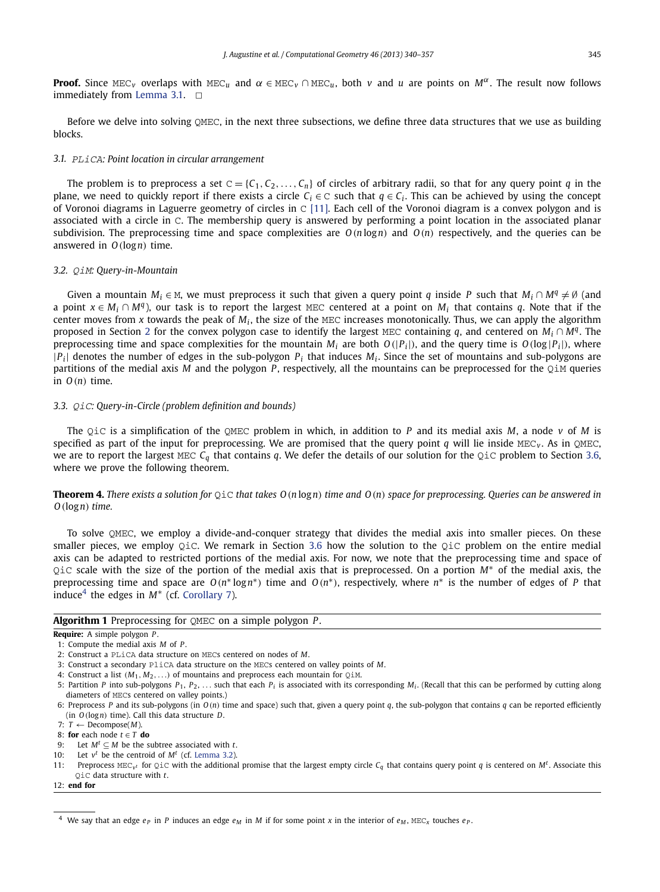**Proof.** Since $\text{MEC}_v$ overlaps with $\text{MEC}_u$ and $\alpha \in \text{MEC}_v \cap \text{MEC}_u$, both $v$ and $u$ are points on $M^\alpha$. The result now follows immediately from Lemma 3.1. □

Before we delve into solving QMEC, in the next three subsections, we define three data structures that we use as building blocks.

### 3.1. PLiCA: Point location in circular arrangement

The problem is to preprocess a set $\mathbb{C} = \{C_1, C_2, \ldots, C_n\}$ of circles of arbitrary radii, so that for any query point $q$ in the plane, we need to quickly report if there exists a circle $C_i \in \mathbb{C}$ such that $q \in C_i$. This can be achieved by using the concept of Voronoi diagrams in Laguerre geometry of circles in $\mathbb{C}$ [11]. Each cell of the Voronoi diagram is a convex polygon and is associated with a circle in $\mathbb{C}$. The membership query is answered by performing a point location in the associated planar subdivision. The preprocessing time and space complexities are $O(n \log n)$ and $O(n)$ respectively, and the queries can be answered in $O(\log n)$ time.

### 3.2. QiM: Query-in-Mountain

Given a mountain $M_i \in \mathbb{M}$, we must preprocess it such that given a query point $q$ inside $P$ such that $M_i \cap M^q \neq \emptyset$ (and a point $x \in M_i \cap M^q$), our task is to report the largest MEC centered at a point on $M_i$ that contains $q$. Note that if the center moves from $x$ towards the peak of $M_i$, the size of the MEC increases monotonically. Thus, we can apply the algorithm proposed in Section 2 for the convex polygon case to identify the largest MEC containing $q$, and centered on $M_i \cap M^q$. The preprocessing time and space complexities for the mountain $M_i$ are both $O(|P_i|)$, and the query time is $O(\log |P_i|)$, where $|P_i|$ denotes the number of edges in the sub-polygon $P_i$ that induces $M_i$. Since the set of mountains and sub-polygons are partitions of the medial axis $M$ and the polygon $P$, respectively, all the mountains can be preprocessed for the QiM queries in $O(n)$ time.

### 3.3. QiC: Query-in-Circle (problem definition and bounds)

The QiC is a simplification of the QMEC problem in which, in addition to $P$ and its medial axis $M$, a node $v$ of $M$ is specified as part of the input for preprocessing. We are promised that the query point $q$ will lie inside $\text{MEC}_v$. As in QMEC, we are to report the largest MEC $C_q$ that contains $q$. We defer the details of our solution for the QiC problem to Section 3.6, where we prove the following theorem.

**Theorem 4.** *There exists a solution for QiC that takes $O(n \log n)$ time and $O(n)$ space for preprocessing. Queries can be answered in $O(\log n)$ time.*

To solve QMEC, we employ a divide-and-conquer strategy that divides the medial axis into smaller pieces. On these smaller pieces, we employ QiC. We remark in Section 3.6 how the solution to the QiC problem on the entire medial axis can be adapted to restricted portions of the medial axis. For now, we note that the preprocessing time and space of QiC scale with the size of the portion of the medial axis that is preprocessed. On a portion $M^*$ of the medial axis, the preprocessing time and space are $O(n^* \log n^*)$ time and $O(n^*)$, respectively, where $n^*$ is the number of edges of $P$ that induce[4] the edges in $M^*$ (cf. Corollary 7).

**Algorithm 1** Preprocessing for QMEC on a simple polygon $P$.

**Require:** A simple polygon $P$.
1: Compute the medial axis $M$ of $P$.
2: Construct a PLiCA data structure on MECs centered on nodes of $M$.
3: Construct a secondary PliCA data structure on the MECs centered on valley points of $M$.
4: Construct a list $(M_1, M_2, \ldots)$ of mountains and preprocess each mountain for QiM.
5: Partition $P$ into sub-polygons $P_1, P_2, \ldots$ such that each $P_i$ is associated with its corresponding $M_i$. (Recall that this can be performed by cutting along diameters of MECs centered on valley points.)
6: Preprocess $P$ and its sub-polygons (in $O(n)$ time and space) such that, given a query point $q$, the sub-polygon that contains $q$ can be reported efficiently (in $O(\log n)$ time). Call this data structure $D$.
7: $T \leftarrow$ Decompose($M$).
8: **for** each node $t \in T$ **do**
9: Let $M^t \subseteq M$ be the subtree associated with $t$.
10: Let $v^t$ be the centroid of $M^t$ (cf. Lemma 3.2).
11: Preprocess $\text{MEC}_{v^t}$ for QiC with the additional promise that the largest empty circle $C_q$ that contains query point $q$ is centered on $M^t$. Associate this QiC data structure with $t$.
12: **end for**

[4] We say that an edge $e_P$ in $P$ induces an edge $e_M$ in $M$ if for some point $x$ in the interior of $e_M$, $\text{MEC}_x$ touches $e_P$.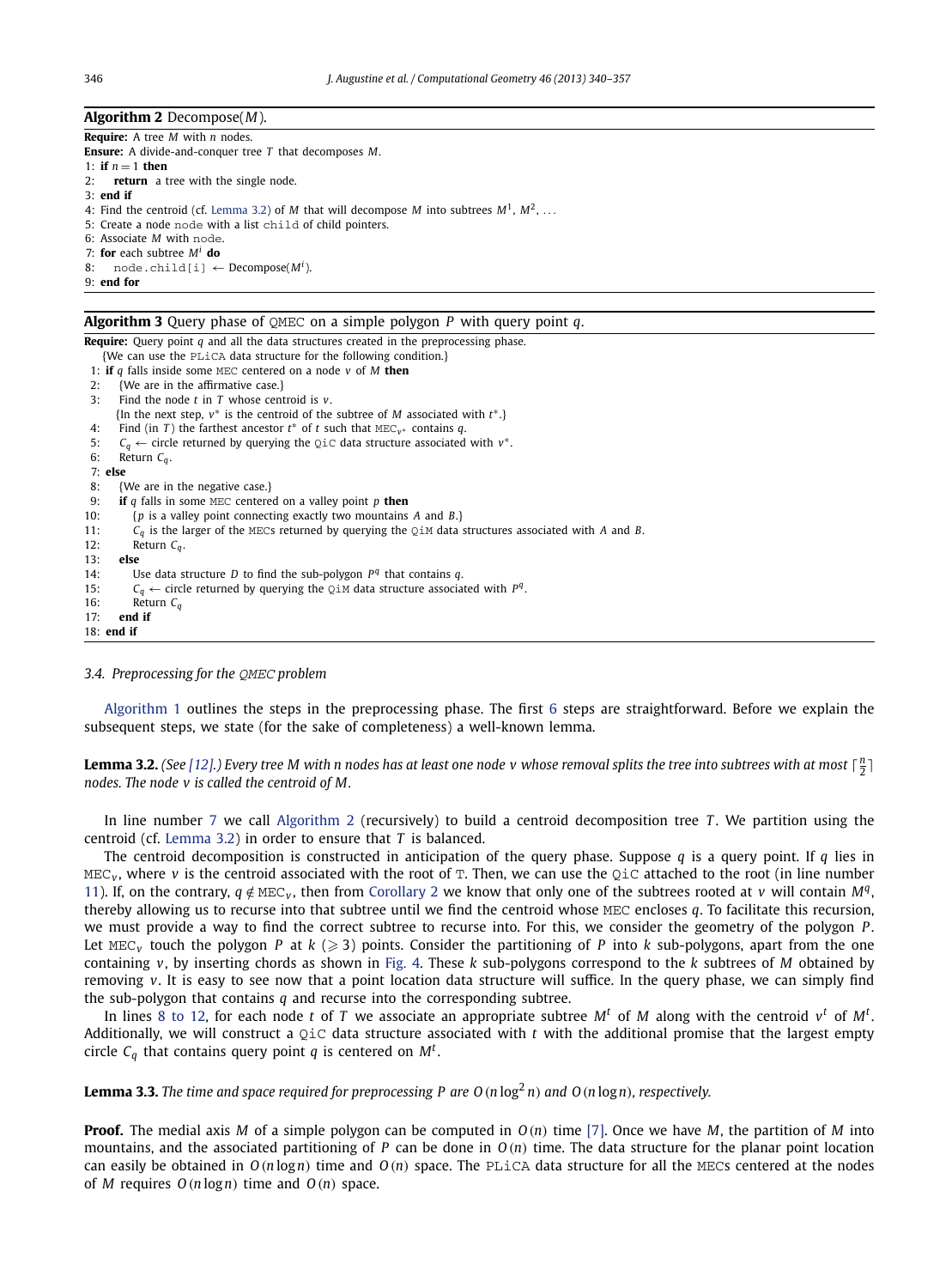**Algorithm 2** Decompose($M$).

**Require:** A tree $M$ with $n$ nodes.
**Ensure:** A divide-and-conquer tree $T$ that decomposes $M$.

```
1: if n = 1 then
2:    return a tree with the single node.
3: end if
4: Find the centroid (cf. Lemma 3.2) of M that will decompose M into subtrees M^1, M^2, ...
5: Create a node node with a list child of child pointers.
6: Associate M with node.
7: for each subtree M^i do
8:    node.child[i] ← Decompose(M^i).
9: end for
```

**Algorithm 3** Query phase of QMEC on a simple polygon $P$ with query point $q$.

**Require:** Query point $q$ and all the data structures created in the preprocessing phase.

```
   {We can use the PLiCA data structure for the following condition.}
 1: if q falls inside some MEC centered on a node v of M then
 2:    {We are in the affirmative case.}
 3:    Find the node t in T whose centroid is v.
       {In the next step, v* is the centroid of the subtree of M associated with t*.}
 4:    Find (in T) the farthest ancestor t* of t such that MEC_{v*} contains q.
 5:    C_q ← circle returned by querying the QiC data structure associated with v*.
 6:    Return C_q.
 7: else
 8:    {We are in the negative case.}
 9:    if q falls in some MEC centered on a valley point p then
10:       {p is a valley point connecting exactly two mountains A and B.}
11:       C_q is the larger of the MECs returned by querying the QiM data structures associated with A and B.
12:       Return C_q.
13:    else
14:       Use data structure D to find the sub-polygon P^q that contains q.
15:       C_q ← circle returned by querying the QiM data structure associated with P^q.
16:       Return C_q
17:    end if
18: end if
```

### 3.4. Preprocessing for the *QMEC* problem

Algorithm 1 outlines the steps in the preprocessing phase. The first 6 steps are straightforward. Before we explain the subsequent steps, we state (for the sake of completeness) a well-known lemma.

**Lemma 3.2.** *(See [12].) Every tree M with n nodes has at least one node v whose removal splits the tree into subtrees with at most $\lceil \frac{n}{2} \rceil$ nodes. The node v is called the centroid of M.*

In line number 7 we call Algorithm 2 (recursively) to build a centroid decomposition tree $T$. We partition using the centroid (cf. Lemma 3.2) in order to ensure that $T$ is balanced.

The centroid decomposition is constructed in anticipation of the query phase. Suppose $q$ is a query point. If $q$ lies in $\text{MEC}_v$, where $v$ is the centroid associated with the root of T. Then, we can use the QiC attached to the root (in line number 11). If, on the contrary, $q \notin \text{MEC}_v$, then from Corollary 2 we know that only one of the subtrees rooted at $v$ will contain $M^q$, thereby allowing us to recurse into that subtree until we find the centroid whose MEC encloses $q$. To facilitate this recursion, we must provide a way to find the correct subtree to recurse into. For this, we consider the geometry of the polygon $P$. Let $\text{MEC}_v$ touch the polygon $P$ at $k$ ($\geqslant 3$) points. Consider the partitioning of $P$ into $k$ sub-polygons, apart from the one containing $v$, by inserting chords as shown in Fig. 4. These $k$ sub-polygons correspond to the $k$ subtrees of $M$ obtained by removing $v$. It is easy to see now that a point location data structure will suffice. In the query phase, we can simply find the sub-polygon that contains $q$ and recurse into the corresponding subtree.

In lines 8 to 12, for each node $t$ of $T$ we associate an appropriate subtree $M^t$ of $M$ along with the centroid $v^t$ of $M^t$. Additionally, we will construct a QiC data structure associated with $t$ with the additional promise that the largest empty circle $C_q$ that contains query point $q$ is centered on $M^t$.

**Lemma 3.3.** *The time and space required for preprocessing P are $O(n\log^2 n)$ and $O(n\log n)$, respectively.*

**Proof.** The medial axis $M$ of a simple polygon can be computed in $O(n)$ time [7]. Once we have $M$, the partition of $M$ into mountains, and the associated partitioning of $P$ can be done in $O(n)$ time. The data structure for the planar point location can easily be obtained in $O(n\log n)$ time and $O(n)$ space. The PLiCA data structure for all the MECs centered at the nodes of $M$ requires $O(n\log n)$ time and $O(n)$ space.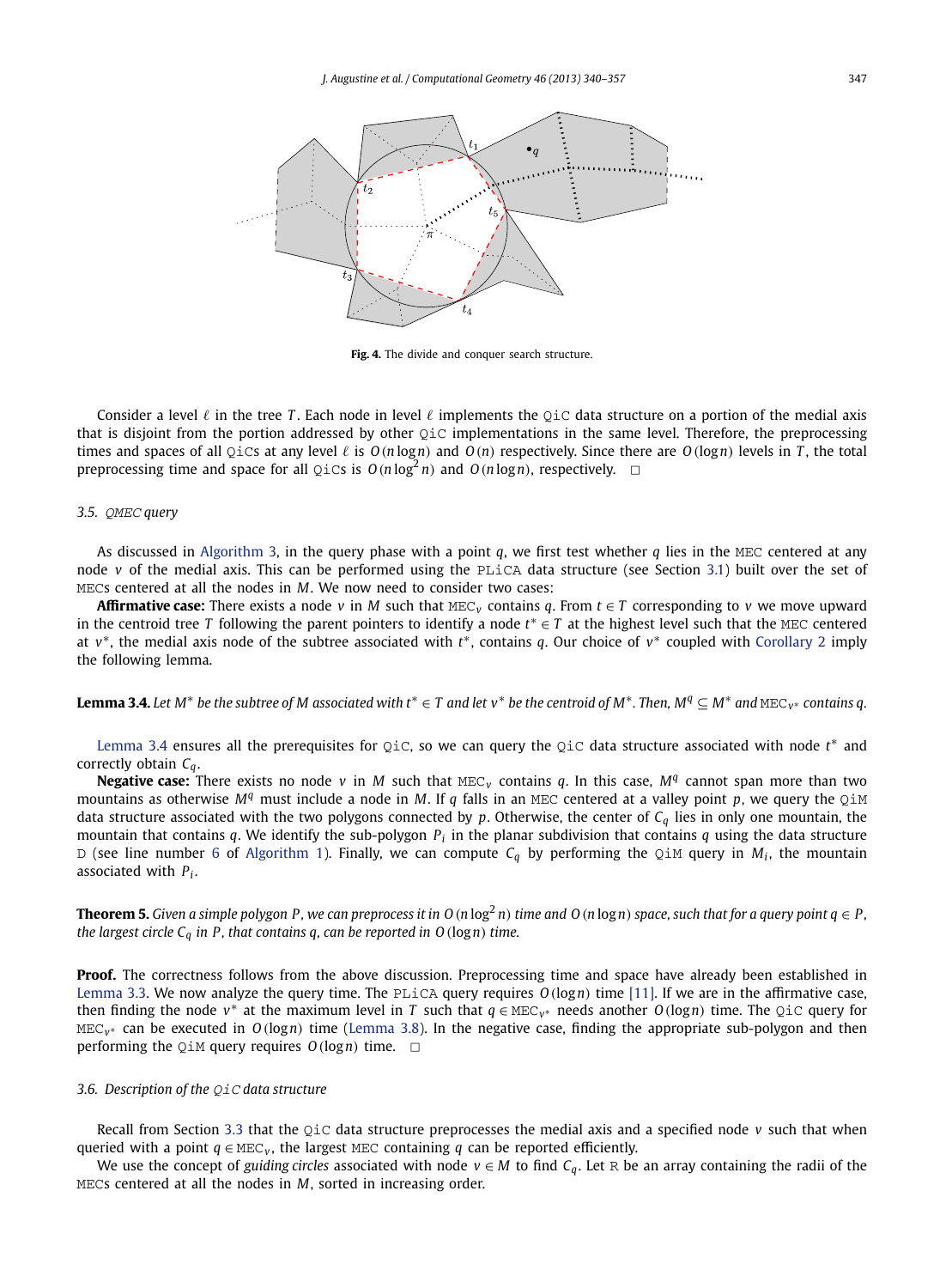Fig. 4. The divide and conquer search structure.

Consider a level $\ell$ in the tree $T$. Each node in level $\ell$ implements the QiC data structure on a portion of the medial axis that is disjoint from the portion addressed by other QiC implementations in the same level. Therefore, the preprocessing times and spaces of all QiCs at any level $\ell$ is $O(n\log n)$ and $O(n)$ respectively. Since there are $O(\log n)$ levels in $T$, the total preprocessing time and space for all QiCs is $O(n\log^2 n)$ and $O(n\log n)$, respectively. $\square$

### 3.5. QMEC query

As discussed in Algorithm 3, in the query phase with a point $q$, we first test whether $q$ lies in the MEC centered at any node $v$ of the medial axis. This can be performed using the PLiCA data structure (see Section 3.1) built over the set of MECs centered at all the nodes in $M$. We now need to consider two cases:

**Affirmative case:** There exists a node $v$ in $M$ such that $\mathrm{MEC}_v$ contains $q$. From $t \in T$ corresponding to $v$ we move upward in the centroid tree $T$ following the parent pointers to identify a node $t^* \in T$ at the highest level such that the MEC centered at $v^*$, the medial axis node of the subtree associated with $t^*$, contains $q$. Our choice of $v^*$ coupled with Corollary 2 imply the following lemma.

**Lemma 3.4.** *Let $M^*$ be the subtree of $M$ associated with $t^* \in T$ and let $v^*$ be the centroid of $M^*$. Then, $M^q \subseteq M^*$ and $\mathrm{MEC}_{v^*}$ contains $q$.*

Lemma 3.4 ensures all the prerequisites for QiC, so we can query the QiC data structure associated with node $t^*$ and correctly obtain $C_q$.

**Negative case:** There exists no node $v$ in $M$ such that $\mathrm{MEC}_v$ contains $q$. In this case, $M^q$ cannot span more than two mountains as otherwise $M^q$ must include a node in $M$. If $q$ falls in an MEC centered at a valley point $p$, we query the QiM data structure associated with the two polygons connected by $p$. Otherwise, the center of $C_q$ lies in only one mountain, the mountain that contains $q$. We identify the sub-polygon $P_i$ in the planar subdivision that contains $q$ using the data structure D (see line number 6 of Algorithm 1). Finally, we can compute $C_q$ by performing the QiM query in $M_i$, the mountain associated with $P_i$.

**Theorem 5.** *Given a simple polygon $P$, we can preprocess it in $O(n\log^2 n)$ time and $O(n\log n)$ space, such that for a query point $q \in P$, the largest circle $C_q$ in $P$, that contains $q$, can be reported in $O(\log n)$ time.*

**Proof.** The correctness follows from the above discussion. Preprocessing time and space have already been established in Lemma 3.3. We now analyze the query time. The PLiCA query requires $O(\log n)$ time [11]. If we are in the affirmative case, then finding the node $v^*$ at the maximum level in $T$ such that $q \in \mathrm{MEC}_{v^*}$ needs another $O(\log n)$ time. The QiC query for $\mathrm{MEC}_{v^*}$ can be executed in $O(\log n)$ time (Lemma 3.8). In the negative case, finding the appropriate sub-polygon and then performing the QiM query requires $O(\log n)$ time. $\square$

### 3.6. Description of the QiC data structure

Recall from Section 3.3 that the QiC data structure preprocesses the medial axis and a specified node $v$ such that when queried with a point $q \in \mathrm{MEC}_v$, the largest MEC containing $q$ can be reported efficiently.

We use the concept of *guiding circles* associated with node $v \in M$ to find $C_q$. Let R be an array containing the radii of the MECs centered at all the nodes in $M$, sorted in increasing order.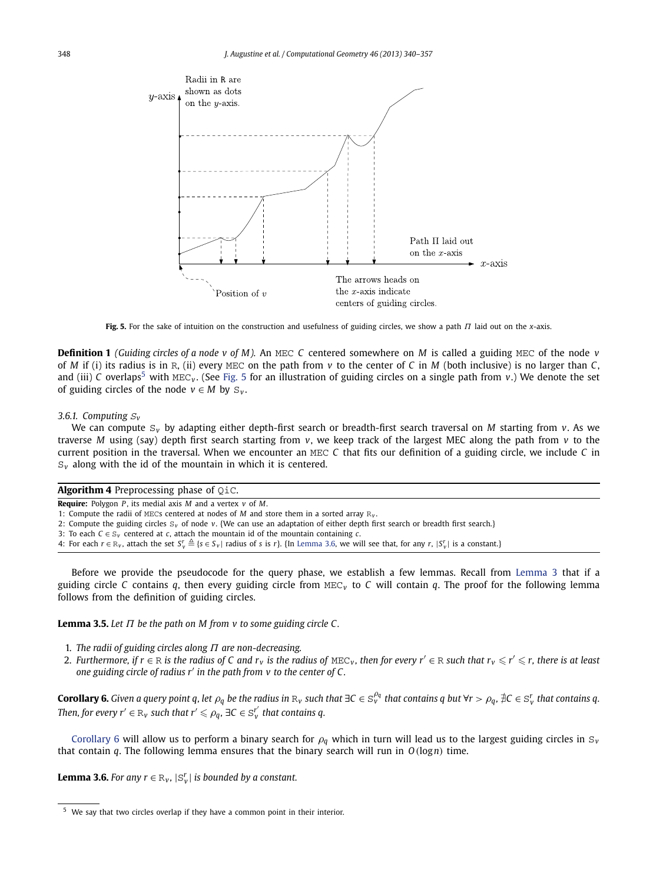Fig. 5. For the sake of intuition on the construction and usefulness of guiding circles, we show a path $\Pi$ laid out on the $x$-axis.

**Definition 1** *(Guiding circles of a node $v$ of $M$).* An MEC $C$ centered somewhere on $M$ is called a guiding MEC of the node $v$ of $M$ if (i) its radius is in $\mathtt{R}$, (ii) every MEC on the path from $v$ to the center of $C$ in $M$ (both inclusive) is no larger than $C$, and (iii) $C$ overlaps[5] with $\mathtt{MEC}_v$. (See Fig. 5 for an illustration of guiding circles on a single path from $v$.) We denote the set of guiding circles of the node $v \in M$ by $\mathtt{S}_v$.

*3.6.1. Computing $\mathtt{S}_v$*

We can compute $\mathtt{S}_v$ by adapting either depth-first search or breadth-first search traversal on $M$ starting from $v$. As we traverse $M$ using (say) depth first search starting from $v$, we keep track of the largest MEC along the path from $v$ to the current position in the traversal. When we encounter an MEC $C$ that fits our definition of a guiding circle, we include $C$ in $\mathtt{S}_v$ along with the id of the mountain in which it is centered.

**Algorithm 4** Preprocessing phase of QiC.

**Require:** Polygon $P$, its medial axis $M$ and a vertex $v$ of $M$.

1: Compute the radii of MECs centered at nodes of $M$ and store them in a sorted array $\mathtt{R}_v$.
2: Compute the guiding circles $\mathtt{S}_v$ of node $v$. {We can use an adaptation of either depth first search or breadth first search.}
3: To each $C \in \mathtt{S}_v$ centered at $c$, attach the mountain id of the mountain containing $c$.
4: For each $r \in \mathtt{R}_v$, attach the set $S_v^r \triangleq \{s \in S_v \mid$ radius of $s$ is $r\}$. {In Lemma 3.6, we will see that, for any $r$, $|S_v^r|$ is a constant.}

Before we provide the pseudocode for the query phase, we establish a few lemmas. Recall from Lemma 3 that if a guiding circle $C$ contains $q$, then every guiding circle from $\mathtt{MEC}_v$ to $C$ will contain $q$. The proof for the following lemma follows from the definition of guiding circles.

**Lemma 3.5.** *Let $\Pi$ be the path on $M$ from $v$ to some guiding circle $C$.*

1. *The radii of guiding circles along $\Pi$ are non-decreasing.*
2. *Furthermore, if $r \in \mathtt{R}$ is the radius of $C$ and $r_v$ is the radius of $\mathtt{MEC}_v$, then for every $r' \in \mathtt{R}$ such that $r_v \leqslant r' \leqslant r$, there is at least one guiding circle of radius $r'$ in the path from $v$ to the center of $C$.*

**Corollary 6.** *Given a query point $q$, let $\rho_q$ be the radius in $\mathtt{R}_v$ such that $\exists C \in \mathtt{S}_v^{\rho_q}$ that contains $q$ but $\forall r > \rho_q$, $\nexists C \in \mathtt{S}_v^r$ that contains $q$. Then, for every $r' \in \mathtt{R}_v$ such that $r' \leqslant \rho_q$, $\exists C \in \mathtt{S}_v^{r'}$ that contains $q$.*

Corollary 6 will allow us to perform a binary search for $\rho_q$ which in turn will lead us to the largest guiding circles in $\mathtt{S}_v$ that contain $q$. The following lemma ensures that the binary search will run in $O(\log n)$ time.

**Lemma 3.6.** *For any $r \in \mathtt{R}_v$, $|\mathtt{S}_v^r|$ is bounded by a constant.*

[5] We say that two circles overlap if they have a common point in their interior.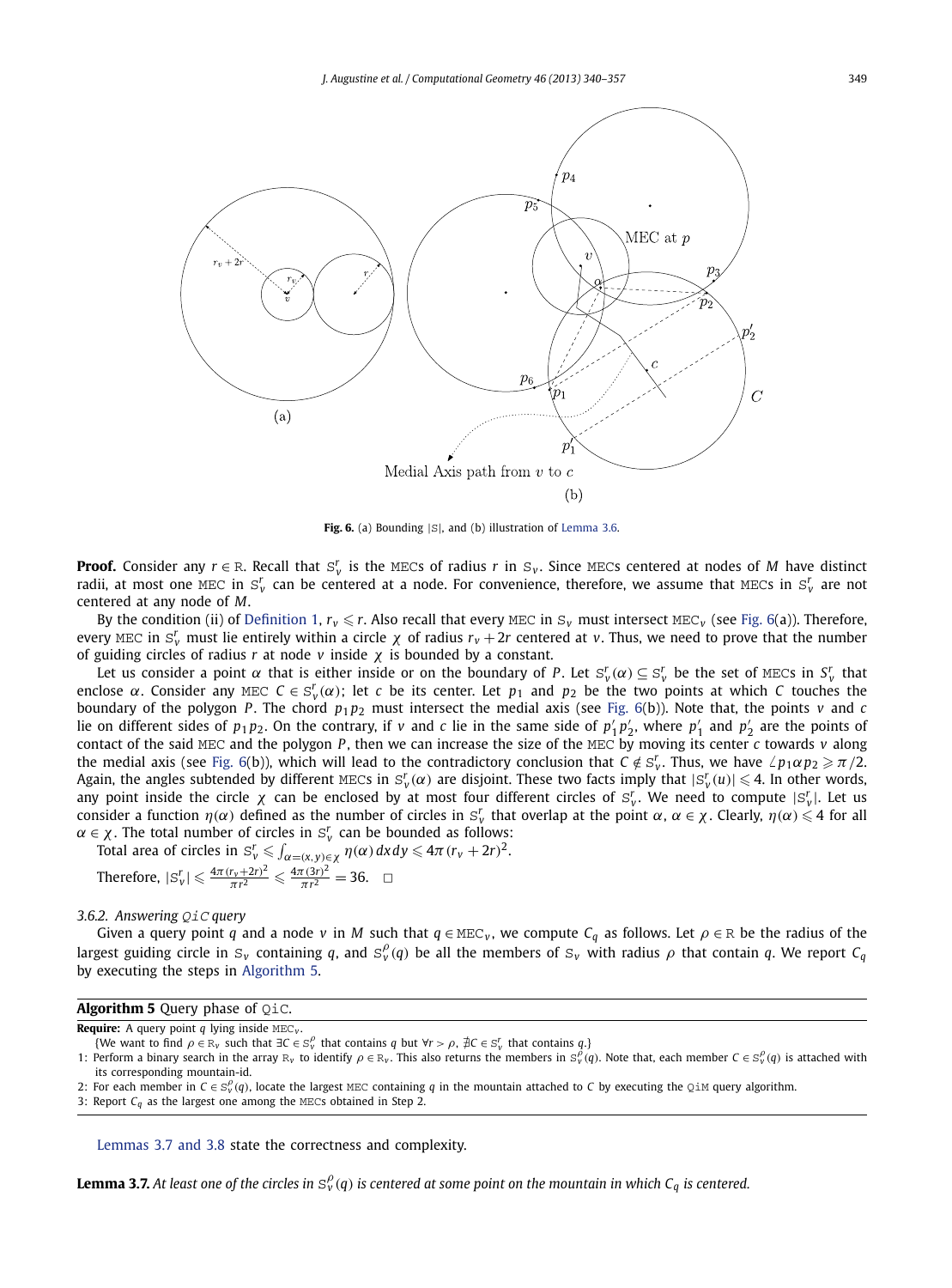**Fig. 6.** (a) Bounding $|\mathtt{S}|$, and (b) illustration of Lemma 3.6.

**Proof.** Consider any $r \in \mathtt{R}$. Recall that $\mathtt{S}_v^r$ is the MECs of radius $r$ in $\mathtt{S}_v$. Since MECs centered at nodes of $M$ have distinct radii, at most one MEC in $\mathtt{S}_v^r$ can be centered at a node. For convenience, therefore, we assume that MECs in $\mathtt{S}_v^r$ are not centered at any node of $M$.

By the condition (ii) of Definition 1, $r_v \leqslant r$. Also recall that every MEC in $\mathtt{S}_v$ must intersect $\mathtt{MEC}_v$ (see Fig. 6(a)). Therefore, every MEC in $\mathtt{S}_v^r$ must lie entirely within a circle $\chi$ of radius $r_v + 2r$ centered at $v$. Thus, we need to prove that the number of guiding circles of radius $r$ at node $v$ inside $\chi$ is bounded by a constant.

Let us consider a point $\alpha$ that is either inside or on the boundary of $P$. Let $\mathtt{S}_v^r(\alpha) \subseteq \mathtt{S}_v^r$ be the set of MECs in $S_v^r$ that enclose $\alpha$. Consider any MEC $C \in \mathtt{S}_v^r(\alpha)$; let $c$ be its center. Let $p_1$ and $p_2$ be the two points at which $C$ touches the boundary of the polygon $P$. The chord $p_1p_2$ must intersect the medial axis (see Fig. 6(b)). Note that, the points $v$ and $c$ lie on different sides of $p_1p_2$. On the contrary, if $v$ and $c$ lie in the same side of $p_1'p_2'$, where $p_1'$ and $p_2'$ are the points of contact of the said MEC and the polygon $P$, then we can increase the size of the MEC by moving its center $c$ towards $v$ along the medial axis (see Fig. 6(b)), which will lead to the contradictory conclusion that $C \notin \mathtt{S}_v^r$. Thus, we have $\angle p_1\alpha p_2 \geqslant \pi/2$. Again, the angles subtended by different MECs in $\mathtt{S}_v^r(\alpha)$ are disjoint. These two facts imply that $|\mathtt{S}_v^r(u)| \leqslant 4$. In other words, any point inside the circle $\chi$ can be enclosed by at most four different circles of $\mathtt{S}_v^r$. We need to compute $|\mathtt{S}_v^r|$. Let us consider a function $\eta(\alpha)$ defined as the number of circles in $\mathtt{S}_v^r$ that overlap at the point $\alpha$, $\alpha \in \chi$. Clearly, $\eta(\alpha) \leqslant 4$ for all $\alpha \in \chi$. The total number of circles in $\mathtt{S}_v^r$ can be bounded as follows:

Total area of circles in $\mathtt{S}_v^r \leqslant \int_{\alpha=(x,y)\in\chi} \eta(\alpha)\,dx\,dy \leqslant 4\pi(r_v + 2r)^2$.

Therefore, $|\mathtt{S}_v^r| \leqslant \frac{4\pi(r_v+2r)^2}{\pi r^2} \leqslant \frac{4\pi(3r)^2}{\pi r^2} = 36$. $\square$

### 3.6.2. Answering QiC query

Given a query point $q$ and a node $v$ in $M$ such that $q \in \mathtt{MEC}_v$, we compute $C_q$ as follows. Let $\rho \in \mathtt{R}$ be the radius of the largest guiding circle in $\mathtt{S}_v$ containing $q$, and $\mathtt{S}_v^\rho(q)$ be all the members of $\mathtt{S}_v$ with radius $\rho$ that contain $q$. We report $C_q$ by executing the steps in Algorithm 5.

**Algorithm 5** Query phase of QiC.

**Require:** A query point $q$ lying inside $\mathtt{MEC}_v$.

{We want to find $\rho \in \mathtt{R}_v$ such that $\exists C \in \mathtt{S}_v^\rho$ that contains $q$ but $\forall r > \rho$, $\nexists C \in \mathtt{S}_v^r$ that contains $q$.}

1: Perform a binary search in the array $\mathtt{R}_v$ to identify $\rho \in \mathtt{R}_v$. This also returns the members in $\mathtt{S}_v^\rho(q)$. Note that, each member $C \in \mathtt{S}_v^\rho(q)$ is attached with its corresponding mountain-id.

2: For each member in $C \in \mathtt{S}_v^\rho(q)$, locate the largest MEC containing $q$ in the mountain attached to $C$ by executing the QiM query algorithm.

3: Report $C_q$ as the largest one among the MECs obtained in Step 2.

Lemmas 3.7 and 3.8 state the correctness and complexity.

**Lemma 3.7.** *At least one of the circles in $\mathtt{S}_v^\rho(q)$ is centered at some point on the mountain in which $C_q$ is centered.*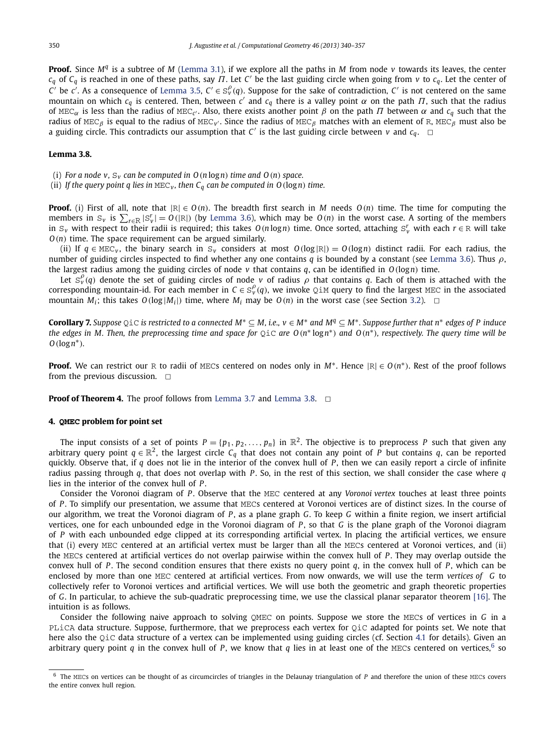**Proof.** Since $M^q$ is a subtree of $M$ (Lemma 3.1), if we explore all the paths in $M$ from node $v$ towards its leaves, the center $c_q$ of $C_q$ is reached in one of these paths, say $\Pi$. Let $C'$ be the last guiding circle when going from $v$ to $c_q$. Let the center of $C'$ be $c'$. As a consequence of Lemma 3.5, $C' \in \mathbb{S}_v^\rho(q)$. Suppose for the sake of contradiction, $C'$ is not centered on the same mountain on which $c_q$ is centered. Then, between $c'$ and $c_q$ there is a valley point $\alpha$ on the path $\Pi$, such that the radius of $\mathtt{MEC}_\alpha$ is less than the radius of $\mathtt{MEC}_{c'}$. Also, there exists another point $\beta$ on the path $\Pi$ between $\alpha$ and $c_q$ such that the radius of $\mathtt{MEC}_\beta$ is equal to the radius of $\mathtt{MEC}_{v'}$. Since the radius of $\mathtt{MEC}_\beta$ matches with an element of $\mathbb{R}$, $\mathtt{MEC}_\beta$ must also be a guiding circle. This contradicts our assumption that $C'$ is the last guiding circle between $v$ and $c_q$. □

**Lemma 3.8.**

(i) *For a node $v$, $\mathbb{S}_v$ can be computed in $O(n \log n)$ time and $O(n)$ space.*
(ii) *If the query point $q$ lies in $\mathtt{MEC}_v$, then $C_q$ can be computed in $O(\log n)$ time.*

**Proof.** (i) First of all, note that $|\mathbb{R}| \in O(n)$. The breadth first search in $M$ needs $O(n)$ time. The time for computing the members in $\mathbb{S}_v$ is $\sum_{r \in \mathbb{R}} |\mathbb{S}_v^r| = O(|\mathbb{R}|)$ (by Lemma 3.6), which may be $O(n)$ in the worst case. A sorting of the members in $\mathbb{S}_v$ with respect to their radii is required; this takes $O(n \log n)$ time. Once sorted, attaching $\mathbb{S}_v^r$ with each $r \in \mathbb{R}$ will take $O(n)$ time. The space requirement can be argued similarly.

(ii) If $q \in \mathtt{MEC}_v$, the binary search in $\mathbb{S}_v$ considers at most $O(\log |\mathbb{R}|) = O(\log n)$ distinct radii. For each radius, the number of guiding circles inspected to find whether any one contains $q$ is bounded by a constant (see Lemma 3.6). Thus $\rho$, the largest radius among the guiding circles of node $v$ that contains $q$, can be identified in $O(\log n)$ time.

Let $\mathbb{S}_v^\rho(q)$ denote the set of guiding circles of node $v$ of radius $\rho$ that contains $q$. Each of them is attached with the corresponding mountain-id. For each member in $C \in \mathbb{S}_v^\rho(q)$, we invoke $\mathtt{QiM}$ query to find the largest $\mathtt{MEC}$ in the associated mountain $M_i$; this takes $O(\log |M_i|)$ time, where $M_i$ may be $O(n)$ in the worst case (see Section 3.2). □

**Corollary 7.** *Suppose $\mathtt{QiC}$ is restricted to a connected $M^* \subseteq M$, i.e., $v \in M^*$ and $M^q \subseteq M^*$. Suppose further that $n^*$ edges of $P$ induce the edges in $M$. Then, the preprocessing time and space for $\mathtt{QiC}$ are $O(n^* \log n^*)$ and $O(n^*)$, respectively. The query time will be $O(\log n^*)$.*

**Proof.** We can restrict our $\mathbb{R}$ to radii of $\mathtt{MEC}$s centered on nodes only in $M^*$. Hence $|\mathbb{R}| \in O(n^*)$. Rest of the proof follows from the previous discussion. □

**Proof of Theorem 4.** The proof follows from Lemma 3.7 and Lemma 3.8. □

## 4. QMEC problem for point set

The input consists of a set of points $P = \{p_1, p_2, \ldots, p_n\}$ in $\mathbb{R}^2$. The objective is to preprocess $P$ such that given any arbitrary query point $q \in \mathbb{R}^2$, the largest circle $C_q$ that does not contain any point of $P$ but contains $q$, can be reported quickly. Observe that, if $q$ does not lie in the interior of the convex hull of $P$, then we can easily report a circle of infinite radius passing through $q$, that does not overlap with $P$. So, in the rest of this section, we shall consider the case where $q$ lies in the interior of the convex hull of $P$.

Consider the Voronoi diagram of $P$. Observe that the $\mathtt{MEC}$ centered at any *Voronoi vertex* touches at least three points of $P$. To simplify our presentation, we assume that $\mathtt{MEC}$s centered at Voronoi vertices are of distinct sizes. In the course of our algorithm, we treat the Voronoi diagram of $P$, as a plane graph $G$. To keep $G$ within a finite region, we insert artificial vertices, one for each unbounded edge in the Voronoi diagram of $P$, so that $G$ is the plane graph of the Voronoi diagram of $P$ with each unbounded edge clipped at its corresponding artificial vertex. In placing the artificial vertices, we ensure that (i) every $\mathtt{MEC}$ centered at an artificial vertex must be larger than all the $\mathtt{MEC}$s centered at Voronoi vertices, and (ii) the $\mathtt{MEC}$s centered at artificial vertices do not overlap pairwise within the convex hull of $P$. They may overlap outside the convex hull of $P$. The second condition ensures that there exists no query point $q$, in the convex hull of $P$, which can be enclosed by more than one $\mathtt{MEC}$ centered at artificial vertices. From now onwards, we will use the term *vertices of G* to collectively refer to Voronoi vertices and artificial vertices. We will use both the geometric and graph theoretic properties of $G$. In particular, to achieve the sub-quadratic preprocessing time, we use the classical planar separator theorem [16]. The intuition is as follows.

Consider the following naive approach to solving $\mathtt{QMEC}$ on points. Suppose we store the $\mathtt{MEC}$s of vertices in $G$ in a $\mathtt{PLiCA}$ data structure. Suppose, furthermore, that we preprocess each vertex for $\mathtt{QiC}$ adapted for points set. We note that here also the $\mathtt{QiC}$ data structure of a vertex can be implemented using guiding circles (cf. Section 4.1 for details). Given an arbitrary query point $q$ in the convex hull of $P$, we know that $q$ lies in at least one of the $\mathtt{MEC}$s centered on vertices,[6] so

[6] The $\mathtt{MEC}$s on vertices can be thought of as circumcircles of triangles in the Delaunay triangulation of $P$ and therefore the union of these $\mathtt{MEC}$s covers the entire convex hull region.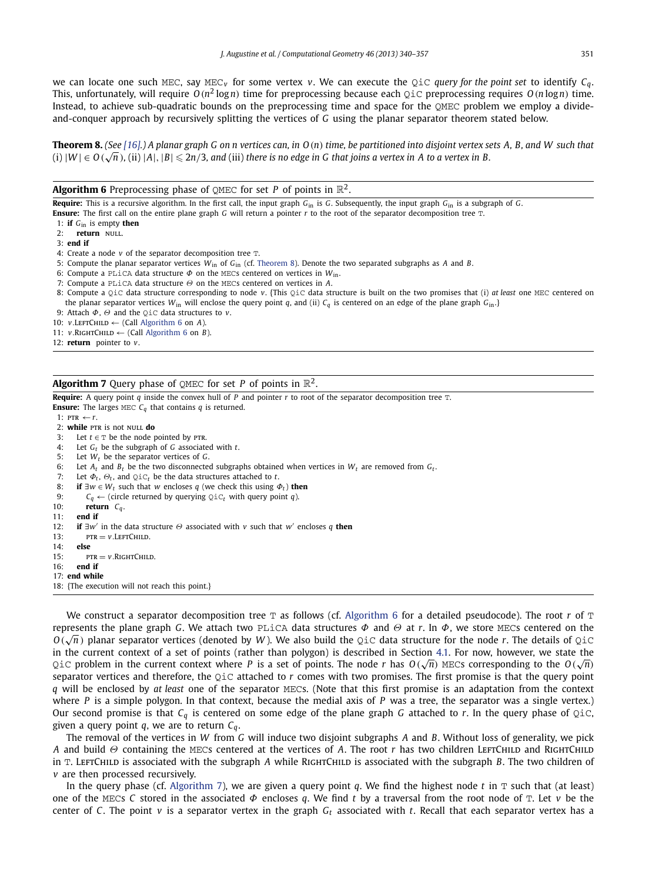we can locate one such MEC, say $\text{MEC}_v$ for some vertex $v$. We can execute the QiC *query for the point set* to identify $C_q$. This, unfortunately, will require $O(n^2 \log n)$ time for preprocessing because each QiC preprocessing requires $O(n \log n)$ time. Instead, to achieve sub-quadratic bounds on the preprocessing time and space for the QMEC problem we employ a divide-and-conquer approach by recursively splitting the vertices of $G$ using the planar separator theorem stated below.

**Theorem 8.** *(See [16].) A planar graph $G$ on $n$ vertices can, in $O(n)$ time, be partitioned into disjoint vertex sets $A$, $B$, and $W$ such that (i) $|W| \in O(\sqrt{n})$, (ii) $|A|, |B| \leqslant 2n/3$, and (iii) there is no edge in $G$ that joins a vertex in $A$ to a vertex in $B$.*

---

**Algorithm 6** Preprocessing phase of QMEC for set $P$ of points in $\mathbb{R}^2$.

**Require:** This is a recursive algorithm. In the first call, the input graph $G_{\text{in}}$ is $G$. Subsequently, the input graph $G_{\text{in}}$ is a subgraph of $G$.
**Ensure:** The first call on the entire plane graph $G$ will return a pointer $r$ to the root of the separator decomposition tree T.

1: **if** $G_{\text{in}}$ is empty **then**
2: &nbsp;&nbsp;&nbsp;&nbsp;**return** NULL.
3: **end if**
4: Create a node $v$ of the separator decomposition tree T.
5: Compute the planar separator vertices $W_{\text{in}}$ of $G_{\text{in}}$ (cf. Theorem 8). Denote the two separated subgraphs as $A$ and $B$.
6: Compute a PLiCA data structure $\Phi$ on the MECs centered on vertices in $W_{\text{in}}$.
7: Compute a PLiCA data structure $\Theta$ on the MECs centered on vertices in $A$.
8: Compute a QiC data structure corresponding to node $v$. {This QiC data structure is built on the two promises that (i) *at least* one MEC centered on the planar separator vertices $W_{\text{in}}$ will enclose the query point $q$, and (ii) $C_q$ is centered on an edge of the plane graph $G_{\text{in}}$.}
9: Attach $\Phi$, $\Theta$ and the QiC data structures to $v$.
10: $v$.LeftChild ← (Call Algorithm 6 on $A$).
11: $v$.RightChild ← (Call Algorithm 6 on $B$).
12: **return** pointer to $v$.

---

**Algorithm 7** Query phase of QMEC for set $P$ of points in $\mathbb{R}^2$.

**Require:** A query point $q$ inside the convex hull of $P$ and pointer $r$ to root of the separator decomposition tree T.
**Ensure:** The larges MEC $C_q$ that contains $q$ is returned.

1: PTR ← $r$.
2: **while** PTR is not NULL **do**
3: &nbsp;&nbsp;&nbsp;&nbsp;Let $t \in$ T be the node pointed by PTR.
4: &nbsp;&nbsp;&nbsp;&nbsp;Let $G_t$ be the subgraph of $G$ associated with $t$.
5: &nbsp;&nbsp;&nbsp;&nbsp;Let $W_t$ be the separator vertices of $G$.
6: &nbsp;&nbsp;&nbsp;&nbsp;Let $A_t$ and $B_t$ be the two disconnected subgraphs obtained when vertices in $W_t$ are removed from $G_t$.
7: &nbsp;&nbsp;&nbsp;&nbsp;Let $\Phi_t$, $\Theta_t$, and $\text{QiC}_t$ be the data structures attached to $t$.
8: &nbsp;&nbsp;&nbsp;&nbsp;**if** $\exists w \in W_t$ such that $w$ encloses $q$ (we check this using $\Phi_t$) **then**
9: &nbsp;&nbsp;&nbsp;&nbsp;&nbsp;&nbsp;&nbsp;&nbsp;$C_q$ ← (circle returned by querying $\text{QiC}_t$ with query point $q$).
10: &nbsp;&nbsp;&nbsp;&nbsp;&nbsp;&nbsp;&nbsp;**return** $C_q$.
11: &nbsp;&nbsp;&nbsp;**end if**
12: &nbsp;&nbsp;&nbsp;**if** $\exists w'$ in the data structure $\Theta$ associated with $v$ such that $w'$ encloses $q$ **then**
13: &nbsp;&nbsp;&nbsp;&nbsp;&nbsp;&nbsp;&nbsp;PTR = $v$.LeftChild.
14: &nbsp;&nbsp;&nbsp;**else**
15: &nbsp;&nbsp;&nbsp;&nbsp;&nbsp;&nbsp;&nbsp;PTR = $v$.RightChild.
16: &nbsp;&nbsp;&nbsp;**end if**
17: **end while**
18: {The execution will not reach this point.}

---

We construct a separator decomposition tree T as follows (cf. Algorithm 6 for a detailed pseudocode). The root $r$ of T represents the plane graph $G$. We attach two PLiCA data structures $\Phi$ and $\Theta$ at $r$. In $\Phi$, we store MECs centered on the $O(\sqrt{n})$ planar separator vertices (denoted by $W$). We also build the QiC data structure for the node $r$. The details of QiC in the current context of a set of points (rather than polygon) is described in Section 4.1. For now, however, we state the QiC problem in the current context where $P$ is a set of points. The node $r$ has $O(\sqrt{n})$ MECs corresponding to the $O(\sqrt{n})$ separator vertices and therefore, the QiC attached to $r$ comes with two promises. The first promise is that the query point $q$ will be enclosed by *at least* one of the separator MECs. (Note that this first promise is an adaptation from the context where $P$ is a simple polygon. In that context, because the medial axis of $P$ was a tree, the separator was a single vertex.) Our second promise is that $C_q$ is centered on some edge of the plane graph $G$ attached to $r$. In the query phase of QiC, given a query point $q$, we are to return $C_q$.

The removal of the vertices in $W$ from $G$ will induce two disjoint subgraphs $A$ and $B$. Without loss of generality, we pick $A$ and build $\Theta$ containing the MECs centered at the vertices of $A$. The root $r$ has two children LeftChild and RightChild in T. LeftChild is associated with the subgraph $A$ while RightChild is associated with the subgraph $B$. The two children of $v$ are then processed recursively.

In the query phase (cf. Algorithm 7), we are given a query point $q$. We find the highest node $t$ in T such that (at least) one of the MECs $C$ stored in the associated $\Phi$ encloses $q$. We find $t$ by a traversal from the root node of T. Let $v$ be the center of $C$. The point $v$ is a separator vertex in the graph $G_t$ associated with $t$. Recall that each separator vertex has a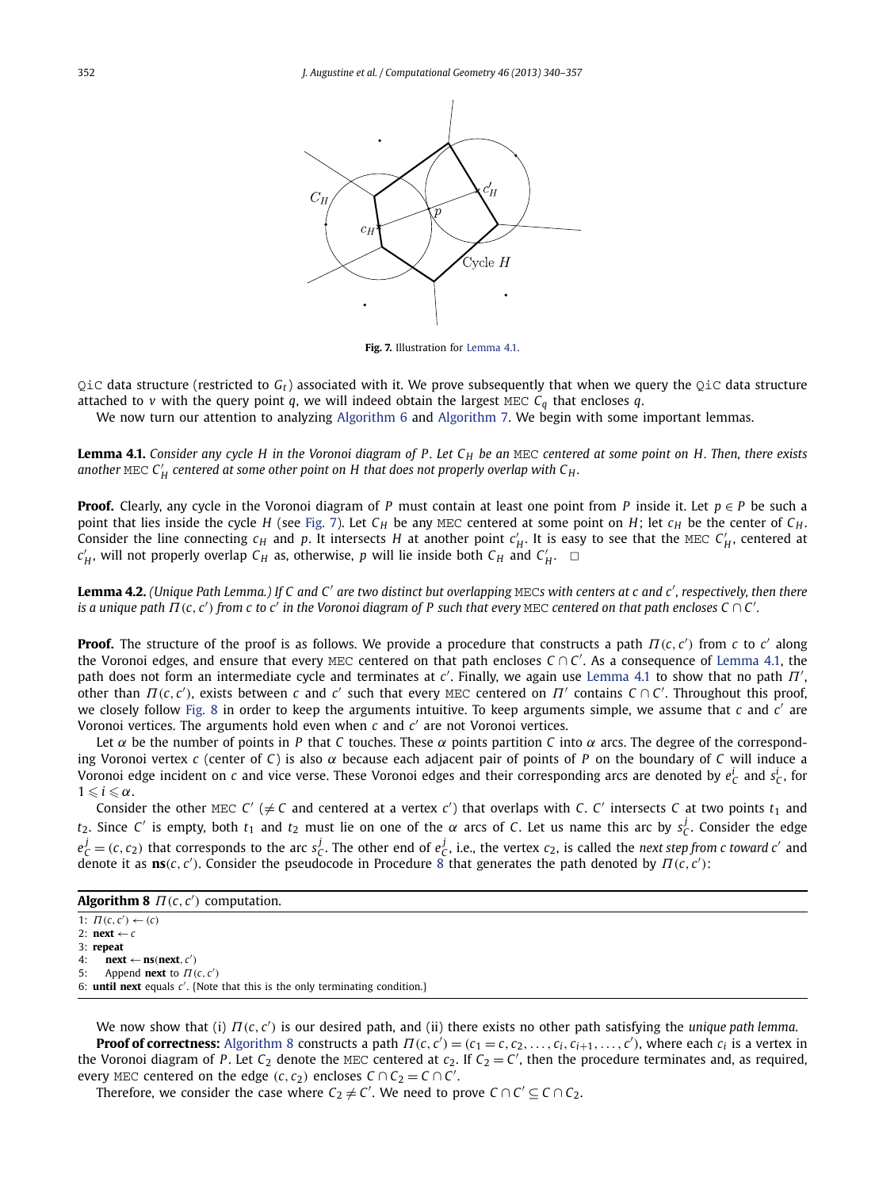Fig. 7. Illustration for Lemma 4.1.

QiC data structure (restricted to $G_t$) associated with it. We prove subsequently that when we query the QiC data structure attached to $v$ with the query point $q$, we will indeed obtain the largest MEC $C_q$ that encloses $q$.

We now turn our attention to analyzing Algorithm 6 and Algorithm 7. We begin with some important lemmas.

**Lemma 4.1.** *Consider any cycle $H$ in the Voronoi diagram of $P$. Let $C_H$ be an* MEC *centered at some point on $H$. Then, there exists another* MEC *$C'_H$ centered at some other point on $H$ that does not properly overlap with $C_H$.*

**Proof.** Clearly, any cycle in the Voronoi diagram of $P$ must contain at least one point from $P$ inside it. Let $p \in P$ be such a point that lies inside the cycle $H$ (see Fig. 7). Let $C_H$ be any MEC centered at some point on $H$; let $c_H$ be the center of $C_H$. Consider the line connecting $c_H$ and $p$. It intersects $H$ at another point $c'_H$. It is easy to see that the MEC $C'_H$, centered at $c'_H$, will not properly overlap $C_H$ as, otherwise, $p$ will lie inside both $C_H$ and $C'_H$. $\square$

**Lemma 4.2.** *(Unique Path Lemma.) If $C$ and $C'$ are two distinct but overlapping* MEC*s with centers at $c$ and $c'$, respectively, then there is a unique path $\Pi(c, c')$ from $c$ to $c'$ in the Voronoi diagram of $P$ such that every* MEC *centered on that path encloses $C \cap C'$.*

**Proof.** The structure of the proof is as follows. We provide a procedure that constructs a path $\Pi(c, c')$ from $c$ to $c'$ along the Voronoi edges, and ensure that every MEC centered on that path encloses $C \cap C'$. As a consequence of Lemma 4.1, the path does not form an intermediate cycle and terminates at $c'$. Finally, we again use Lemma 4.1 to show that no path $\Pi'$, other than $\Pi(c, c')$, exists between $c$ and $c'$ such that every MEC centered on $\Pi'$ contains $C \cap C'$. Throughout this proof, we closely follow Fig. 8 in order to keep the arguments intuitive. To keep arguments simple, we assume that $c$ and $c'$ are Voronoi vertices. The arguments hold even when $c$ and $c'$ are not Voronoi vertices.

Let $\alpha$ be the number of points in $P$ that $C$ touches. These $\alpha$ points partition $C$ into $\alpha$ arcs. The degree of the corresponding Voronoi vertex $c$ (center of $C$) is also $\alpha$ because each adjacent pair of points of $P$ on the boundary of $C$ will induce a Voronoi edge incident on $c$ and vice verse. These Voronoi edges and their corresponding arcs are denoted by $e^i_C$ and $s^i_C$, for $1 \leqslant i \leqslant \alpha$.

Consider the other MEC $C'$ ($\neq C$ and centered at a vertex $c'$) that overlaps with $C$. $C'$ intersects $C$ at two points $t_1$ and $t_2$. Since $C'$ is empty, both $t_1$ and $t_2$ must lie on one of the $\alpha$ arcs of $C$. Let us name this arc by $s^j_C$. Consider the edge $e^j_C = (c, c_2)$ that corresponds to the arc $s^j_C$. The other end of $e^j_C$, i.e., the vertex $c_2$, is called the *next step from $c$ toward $c'$* and denote it as $\mathbf{ns}(c, c')$. Consider the pseudocode in Procedure 8 that generates the path denoted by $\Pi(c, c')$:

**Algorithm 8** $\Pi(c, c')$ computation.

```
1: Π(c, c') ← (c)
2: next ← c
3: repeat
4:    next ← ns(next, c')
5:    Append next to Π(c, c')
6: until next equals c'. {Note that this is the only terminating condition.}
```

We now show that (i) $\Pi(c, c')$ is our desired path, and (ii) there exists no other path satisfying the *unique path lemma*.

**Proof of correctness:** Algorithm 8 constructs a path $\Pi(c, c') = (c_1 = c, c_2, \ldots, c_i, c_{i+1}, \ldots, c')$, where each $c_i$ is a vertex in the Voronoi diagram of $P$. Let $C_2$ denote the MEC centered at $c_2$. If $C_2 = C'$, then the procedure terminates and, as required, every MEC centered on the edge $(c, c_2)$ encloses $C \cap C_2 = C \cap C'$.

Therefore, we consider the case where $C_2 \neq C'$. We need to prove $C \cap C' \subseteq C \cap C_2$.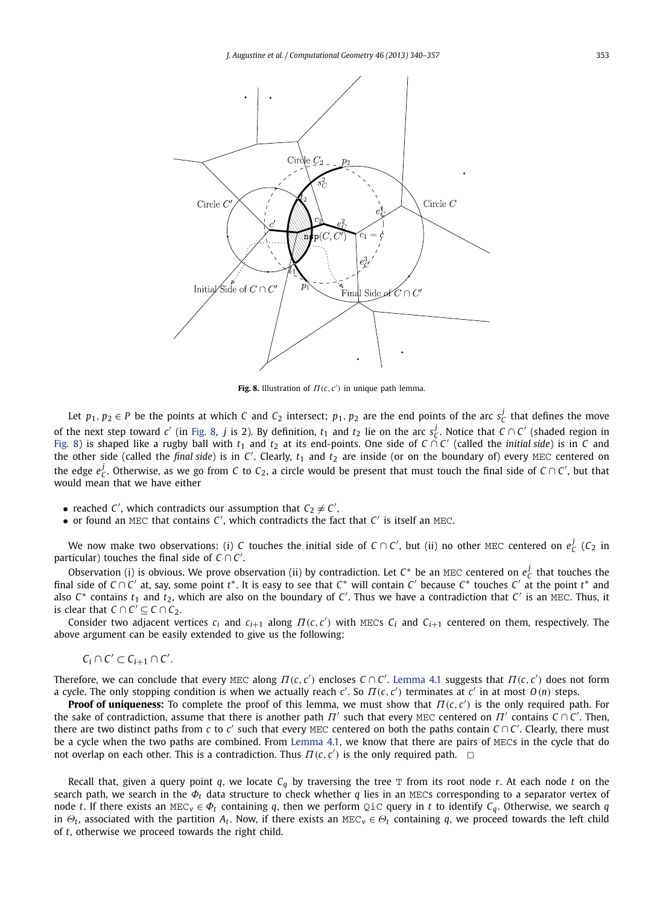Fig. 8. Illustration of $\Pi(c, c')$ in unique path lemma.

Let $p_1, p_2 \in P$ be the points at which $C$ and $C_2$ intersect; $p_1, p_2$ are the end points of the arc $s_C^j$ that defines the move of the next step toward $c'$ (in Fig. 8, $j$ is 2). By definition, $t_1$ and $t_2$ lie on the arc $s_C^j$. Notice that $C \cap C'$ (shaded region in Fig. 8) is shaped like a rugby ball with $t_1$ and $t_2$ at its end-points. One side of $C \cap C'$ (called the *initial side*) is in $C$ and the other side (called the *final side*) is in $C'$. Clearly, $t_1$ and $t_2$ are inside (or on the boundary of) every MEC centered on the edge $e_C^j$. Otherwise, as we go from $C$ to $C_2$, a circle would be present that must touch the final side of $C \cap C'$, but that would mean that we have either

- reached $C'$, which contradicts our assumption that $C_2 \neq C'$,
- or found an MEC that contains $C'$, which contradicts the fact that $C'$ is itself an MEC.

We now make two observations: (i) $C$ touches the initial side of $C \cap C'$, but (ii) no other MEC centered on $e_C^j$ ($C_2$ in particular) touches the final side of $C \cap C'$.

Observation (i) is obvious. We prove observation (ii) by contradiction. Let $C^*$ be an MEC centered on $e_C^j$ that touches the final side of $C \cap C'$ at, say, some point $t^*$. It is easy to see that $C^*$ will contain $C'$ because $C^*$ touches $C'$ at the point $t^*$ and also $C^*$ contains $t_1$ and $t_2$, which are also on the boundary of $C'$. Thus we have a contradiction that $C'$ is an MEC. Thus, it is clear that $C \cap C' \subseteq C \cap C_2$.

Consider two adjacent vertices $c_i$ and $c_{i+1}$ along $\Pi(c, c')$ with MECs $C_i$ and $C_{i+1}$ centered on them, respectively. The above argument can be easily extended to give us the following:

$$C_i \cap C' \subset C_{i+1} \cap C'.$$

Therefore, we can conclude that every MEC along $\Pi(c, c')$ encloses $C \cap C'$. Lemma 4.1 suggests that $\Pi(c, c')$ does not form a cycle. The only stopping condition is when we actually reach $c'$. So $\Pi(c, c')$ terminates at $c'$ in at most $O(n)$ steps.

**Proof of uniqueness:** To complete the proof of this lemma, we must show that $\Pi(c, c')$ is the only required path. For the sake of contradiction, assume that there is another path $\Pi'$ such that every MEC centered on $\Pi'$ contains $C \cap C'$. Then, there are two distinct paths from $c$ to $c'$ such that every MEC centered on both the paths contain $C \cap C'$. Clearly, there must be a cycle when the two paths are combined. From Lemma 4.1, we know that there are pairs of MECs in the cycle that do not overlap on each other. This is a contradiction. Thus $\Pi(c, c')$ is the only required path. □

Recall that, given a query point $q$, we locate $C_q$ by traversing the tree T from its root node $r$. At each node $t$ on the search path, we search in the $\Phi_t$ data structure to check whether $q$ lies in an MECs corresponding to a separator vertex of node $t$. If there exists an $\text{MEC}_v \in \Phi_t$ containing $q$, then we perform QiC query in $t$ to identify $C_q$. Otherwise, we search $q$ in $\Theta_t$, associated with the partition $A_t$. Now, if there exists an $\text{MEC}_v \in \Theta_t$ containing $q$, we proceed towards the left child of $t$, otherwise we proceed towards the right child.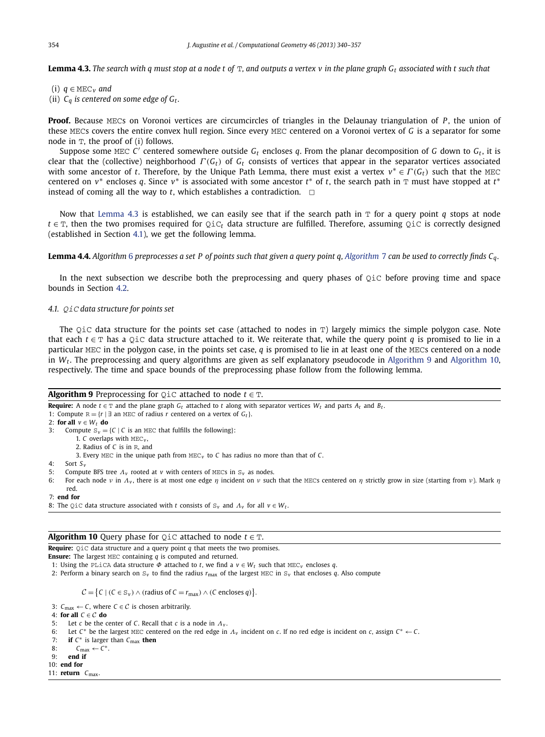**Lemma 4.3.** *The search with $q$ must stop at a node $t$ of $\mathtt{T}$, and outputs a vertex $v$ in the plane graph $G_t$ associated with $t$ such that*

(i) $q \in \mathtt{MEC}_v$ *and*
(ii) $C_q$ *is centered on some edge of* $G_t$.

**Proof.** Because MECs on Voronoi vertices are circumcircles of triangles in the Delaunay triangulation of $P$, the union of these MECs covers the entire convex hull region. Since every MEC centered on a Voronoi vertex of $G$ is a separator for some node in $\mathtt{T}$, the proof of (i) follows.

Suppose some MEC $C'$ centered somewhere outside $G_t$ encloses $q$. From the planar decomposition of $G$ down to $G_t$, it is clear that the (collective) neighborhood $\Gamma(G_t)$ of $G_t$ consists of vertices that appear in the separator vertices associated with some ancestor of $t$. Therefore, by the Unique Path Lemma, there must exist a vertex $v^* \in \Gamma(G_t)$ such that the MEC centered on $v^*$ encloses $q$. Since $v^*$ is associated with some ancestor $t^*$ of $t$, the search path in $\mathtt{T}$ must have stopped at $t^*$ instead of coming all the way to $t$, which establishes a contradiction. □

Now that Lemma 4.3 is established, we can easily see that if the search path in $\mathtt{T}$ for a query point $q$ stops at node $t \in \mathtt{T}$, then the two promises required for $\mathtt{QiC}_t$ data structure are fulfilled. Therefore, assuming QiC is correctly designed (established in Section 4.1), we get the following lemma.

**Lemma 4.4.** *Algorithm 6 preprocesses a set $P$ of points such that given a query point $q$, Algorithm 7 can be used to correctly finds $C_q$.*

In the next subsection we describe both the preprocessing and query phases of QiC before proving time and space bounds in Section 4.2.

### 4.1. QiC data structure for points set

The QiC data structure for the points set case (attached to nodes in $\mathtt{T}$) largely mimics the simple polygon case. Note that each $t \in \mathtt{T}$ has a QiC data structure attached to it. We reiterate that, while the query point $q$ is promised to lie in a particular MEC in the polygon case, in the points set case, $q$ is promised to lie in at least one of the MECs centered on a node in $W_t$. The preprocessing and query algorithms are given as self explanatory pseudocode in Algorithm 9 and Algorithm 10, respectively. The time and space bounds of the preprocessing phase follow from the following lemma.

**Algorithm 9** Preprocessing for QiC attached to node $t \in \mathtt{T}$.

**Require:** A node $t \in \mathtt{T}$ and the plane graph $G_t$ attached to $t$ along with separator vertices $W_t$ and parts $A_t$ and $B_t$.
1: Compute $\mathtt{R} = \{r \mid \exists$ an MEC of radius $r$ centered on a vertex of $G_t\}$.
2: **for all** $v \in W_t$ **do**
3: Compute $\mathtt{S}_v = \{C \mid C$ is an MEC that fulfills the following$\}$:
  1. $C$ overlaps with $\mathtt{MEC}_v$,
  2. Radius of $C$ is in $\mathtt{R}$, and
  3. Every MEC in the unique path from $\mathtt{MEC}_v$ to $C$ has radius no more than that of $C$.
4: Sort $S_v$
5: Compute BFS tree $\Lambda_v$ rooted at $v$ with centers of MECs in $\mathtt{S}_v$ as nodes.
6: For each node $\nu$ in $\Lambda_v$, there is at most one edge $\eta$ incident on $\nu$ such that the MECs centered on $\eta$ strictly grow in size (starting from $\nu$). Mark $\eta$ red.
7: **end for**
8: The QiC data structure associated with $t$ consists of $\mathtt{S}_v$ and $\Lambda_v$ for all $v \in W_t$.

**Algorithm 10** Query phase for QiC attached to node $t \in \mathtt{T}$.

**Require:** QiC data structure and a query point $q$ that meets the two promises.
**Ensure:** The largest MEC containing $q$ is computed and returned.
1: Using the PLiCA data structure $\Phi$ attached to $t$, we find a $v \in W_t$ such that $\mathtt{MEC}_v$ encloses $q$.
2: Perform a binary search on $\mathtt{S}_v$ to find the radius $r_{\max}$ of the largest MEC in $\mathtt{S}_v$ that encloses $q$. Also compute

$$\mathcal{C} = \{C \mid (C \in \mathtt{S}_v) \wedge (\text{radius of } C = r_{\max}) \wedge (C \text{ encloses } q)\}.$$

3: $C_{\max} \leftarrow C$, where $C \in \mathcal{C}$ is chosen arbitrarily.
4: **for all** $C \in \mathcal{C}$ **do**
5: Let $c$ be the center of $C$. Recall that $c$ is a node in $\Lambda_v$.
6: Let $C^*$ be the largest MEC centered on the red edge in $\Lambda_v$ incident on $c$. If no red edge is incident on $c$, assign $C^* \leftarrow C$.
7: **if** $C^*$ is larger than $C_{\max}$ **then**
8: $C_{\max} \leftarrow C^*$.
9: **end if**
10: **end for**
11: **return** $C_{\max}$.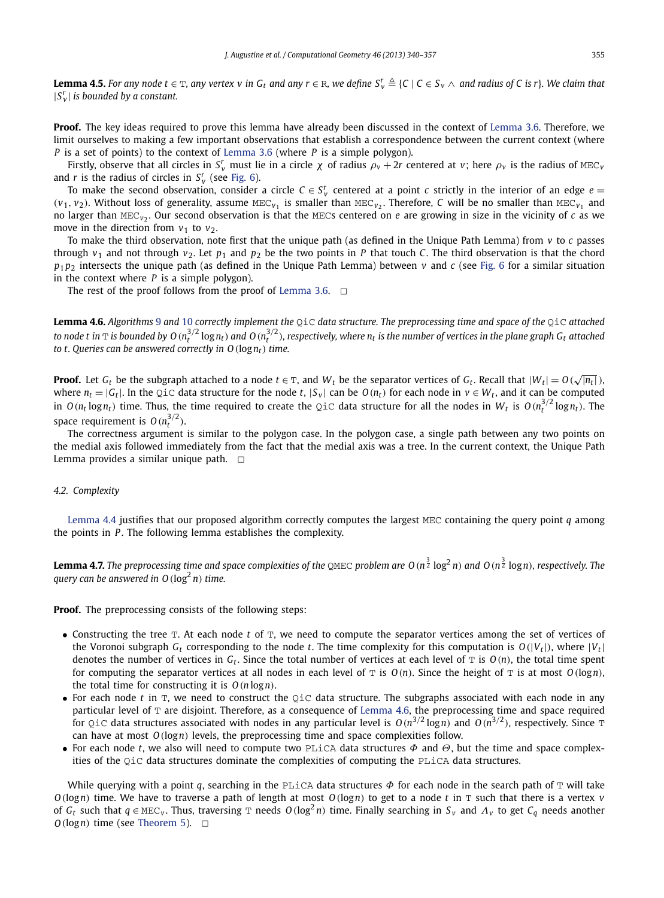**Lemma 4.5.** *For any node $t \in \mathbb{T}$, any vertex $v$ in $G_t$ and any $r \in \mathbb{R}$, we define $S_v^r \triangleq \{C \mid C \in S_v \wedge$ and radius of $C$ is $r\}$. We claim that $|S_v^r|$ is bounded by a constant.*

**Proof.** The key ideas required to prove this lemma have already been discussed in the context of Lemma 3.6. Therefore, we limit ourselves to making a few important observations that establish a correspondence between the current context (where $P$ is a set of points) to the context of Lemma 3.6 (where $P$ is a simple polygon).

Firstly, observe that all circles in $S_v^r$ must lie in a circle $\chi$ of radius $\rho_v + 2r$ centered at $v$; here $\rho_v$ is the radius of $\mathtt{MEC}_v$ and $r$ is the radius of circles in $S_v^r$ (see Fig. 6).

To make the second observation, consider a circle $C \in S_v^r$ centered at a point $c$ strictly in the interior of an edge $e = (v_1, v_2)$. Without loss of generality, assume $\mathtt{MEC}_{v_1}$ is smaller than $\mathtt{MEC}_{v_2}$. Therefore, $C$ will be no smaller than $\mathtt{MEC}_{v_1}$ and no larger than $\mathtt{MEC}_{v_2}$. Our second observation is that the MECs centered on $e$ are growing in size in the vicinity of $c$ as we move in the direction from $v_1$ to $v_2$.

To make the third observation, note first that the unique path (as defined in the Unique Path Lemma) from $v$ to $c$ passes through $v_1$ and not through $v_2$. Let $p_1$ and $p_2$ be the two points in $P$ that touch $C$. The third observation is that the chord $p_1p_2$ intersects the unique path (as defined in the Unique Path Lemma) between $v$ and $c$ (see Fig. 6 for a similar situation in the context where $P$ is a simple polygon).

The rest of the proof follows from the proof of Lemma 3.6. $\square$

**Lemma 4.6.** *Algorithms 9 and 10 correctly implement the* QiC *data structure. The preprocessing time and space of the* QiC *attached to node $t$ in $\mathbb{T}$ is bounded by $O(n_t^{3/2} \log n_t)$ and $O(n_t^{3/2})$, respectively, where $n_t$ is the number of vertices in the plane graph $G_t$ attached to $t$. Queries can be answered correctly in $O(\log n_t)$ time.*

**Proof.** Let $G_t$ be the subgraph attached to a node $t \in \mathbb{T}$, and $W_t$ be the separator vertices of $G_t$. Recall that $|W_t| = O(\sqrt{|n_t|})$, where $n_t = |G_t|$. In the QiC data structure for the node $t$, $|S_v|$ can be $O(n_t)$ for each node in $v \in W_t$, and it can be computed in $O(n_t \log n_t)$ time. Thus, the time required to create the QiC data structure for all the nodes in $W_t$ is $O(n_t^{3/2} \log n_t)$. The space requirement is $O(n_t^{3/2})$.

The correctness argument is similar to the polygon case. In the polygon case, a single path between any two points on the medial axis followed immediately from the fact that the medial axis was a tree. In the current context, the Unique Path Lemma provides a similar unique path. $\square$

### 4.2. Complexity

Lemma 4.4 justifies that our proposed algorithm correctly computes the largest MEC containing the query point $q$ among the points in $P$. The following lemma establishes the complexity.

**Lemma 4.7.** *The preprocessing time and space complexities of the* QMEC *problem are $O(n^{\frac{3}{2}} \log^2 n)$ and $O(n^{\frac{3}{2}} \log n)$, respectively. The query can be answered in $O(\log^2 n)$ time.*

**Proof.** The preprocessing consists of the following steps:

- Constructing the tree $\mathbb{T}$. At each node $t$ of $\mathbb{T}$, we need to compute the separator vertices among the set of vertices of the Voronoi subgraph $G_t$ corresponding to the node $t$. The time complexity for this computation is $O(|V_t|)$, where $|V_t|$ denotes the number of vertices in $G_t$. Since the total number of vertices at each level of $\mathbb{T}$ is $O(n)$, the total time spent for computing the separator vertices at all nodes in each level of $\mathbb{T}$ is $O(n)$. Since the height of $\mathbb{T}$ is at most $O(\log n)$, the total time for constructing it is $O(n \log n)$.
- For each node $t$ in $\mathbb{T}$, we need to construct the QiC data structure. The subgraphs associated with each node in any particular level of $\mathbb{T}$ are disjoint. Therefore, as a consequence of Lemma 4.6, the preprocessing time and space required for QiC data structures associated with nodes in any particular level is $O(n^{3/2} \log n)$ and $O(n^{3/2})$, respectively. Since $\mathbb{T}$ can have at most $O(\log n)$ levels, the preprocessing time and space complexities follow.
- For each node $t$, we also will need to compute two PLiCA data structures $\Phi$ and $\Theta$, but the time and space complexities of the QiC data structures dominate the complexities of computing the PLiCA data structures.

While querying with a point $q$, searching in the PLiCA data structures $\Phi$ for each node in the search path of $\mathbb{T}$ will take $O(\log n)$ time. We have to traverse a path of length at most $O(\log n)$ to get to a node $t$ in $\mathbb{T}$ such that there is a vertex $v$ of $G_t$ such that $q \in \mathtt{MEC}_v$. Thus, traversing $\mathbb{T}$ needs $O(\log^2 n)$ time. Finally searching in $S_v$ and $\Lambda_v$ to get $C_q$ needs another $O(\log n)$ time (see Theorem 5). $\square$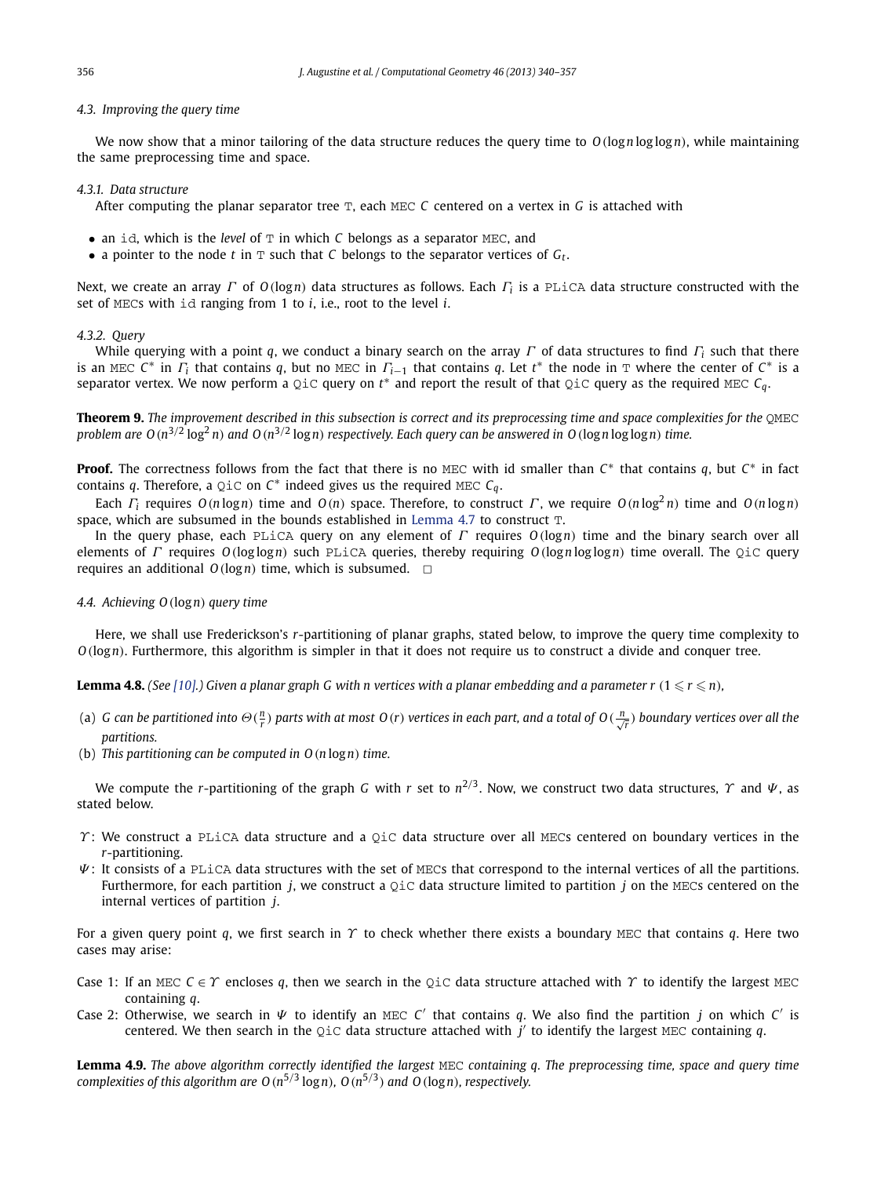### 4.3. Improving the query time

We now show that a minor tailoring of the data structure reduces the query time to $O(\log n \log\log n)$, while maintaining the same preprocessing time and space.

#### 4.3.1. Data structure

After computing the planar separator tree T, each MEC $C$ centered on a vertex in $G$ is attached with

- an id, which is the *level* of T in which $C$ belongs as a separator MEC, and
- a pointer to the node $t$ in T such that $C$ belongs to the separator vertices of $G_t$.

Next, we create an array $\Gamma$ of $O(\log n)$ data structures as follows. Each $\Gamma_i$ is a PLiCA data structure constructed with the set of MECs with id ranging from 1 to $i$, i.e., root to the level $i$.

#### 4.3.2. Query

While querying with a point $q$, we conduct a binary search on the array $\Gamma$ of data structures to find $\Gamma_i$ such that there is an MEC $C^*$ in $\Gamma_i$ that contains $q$, but no MEC in $\Gamma_{i-1}$ that contains $q$. Let $t^*$ the node in T where the center of $C^*$ is a separator vertex. We now perform a QiC query on $t^*$ and report the result of that QiC query as the required MEC $C_q$.

**Theorem 9.** *The improvement described in this subsection is correct and its preprocessing time and space complexities for the QMEC problem are $O(n^{3/2}\log^2 n)$ and $O(n^{3/2}\log n)$ respectively. Each query can be answered in $O(\log n \log\log n)$ time.*

**Proof.** The correctness follows from the fact that there is no MEC with id smaller than $C^*$ that contains $q$, but $C^*$ in fact contains $q$. Therefore, a QiC on $C^*$ indeed gives us the required MEC $C_q$.

Each $\Gamma_i$ requires $O(n\log n)$ time and $O(n)$ space. Therefore, to construct $\Gamma$, we require $O(n\log^2 n)$ time and $O(n\log n)$ space, which are subsumed in the bounds established in Lemma 4.7 to construct T.

In the query phase, each PLiCA query on any element of $\Gamma$ requires $O(\log n)$ time and the binary search over all elements of $\Gamma$ requires $O(\log\log n)$ such PLiCA queries, thereby requiring $O(\log n \log\log n)$ time overall. The QiC query requires an additional $O(\log n)$ time, which is subsumed. □

### 4.4. Achieving $O(\log n)$ query time

Here, we shall use Frederickson's $r$-partitioning of planar graphs, stated below, to improve the query time complexity to $O(\log n)$. Furthermore, this algorithm is simpler in that it does not require us to construct a divide and conquer tree.

**Lemma 4.8.** *(See [10].) Given a planar graph G with n vertices with a planar embedding and a parameter r ($1 \leqslant r \leqslant n$),*

(a) *G can be partitioned into $\Theta(\frac{n}{r})$ parts with at most $O(r)$ vertices in each part, and a total of $O(\frac{n}{\sqrt{r}})$ boundary vertices over all the partitions.*
(b) *This partitioning can be computed in $O(n\log n)$ time.*

We compute the $r$-partitioning of the graph $G$ with $r$ set to $n^{2/3}$. Now, we construct two data structures, $\Upsilon$ and $\Psi$, as stated below.

- $\Upsilon$: We construct a PLiCA data structure and a QiC data structure over all MECs centered on boundary vertices in the $r$-partitioning.
- $\Psi$: It consists of a PLiCA data structures with the set of MECs that correspond to the internal vertices of all the partitions. Furthermore, for each partition $j$, we construct a QiC data structure limited to partition $j$ on the MECs centered on the internal vertices of partition $j$.

For a given query point $q$, we first search in $\Upsilon$ to check whether there exists a boundary MEC that contains $q$. Here two cases may arise:

Case 1: If an MEC $C \in \Upsilon$ encloses $q$, then we search in the QiC data structure attached with $\Upsilon$ to identify the largest MEC containing $q$.

Case 2: Otherwise, we search in $\Psi$ to identify an MEC $C'$ that contains $q$. We also find the partition $j$ on which $C'$ is centered. We then search in the QiC data structure attached with $j'$ to identify the largest MEC containing $q$.

**Lemma 4.9.** *The above algorithm correctly identified the largest MEC containing q. The preprocessing time, space and query time complexities of this algorithm are $O(n^{5/3}\log n)$, $O(n^{5/3})$ and $O(\log n)$, respectively.*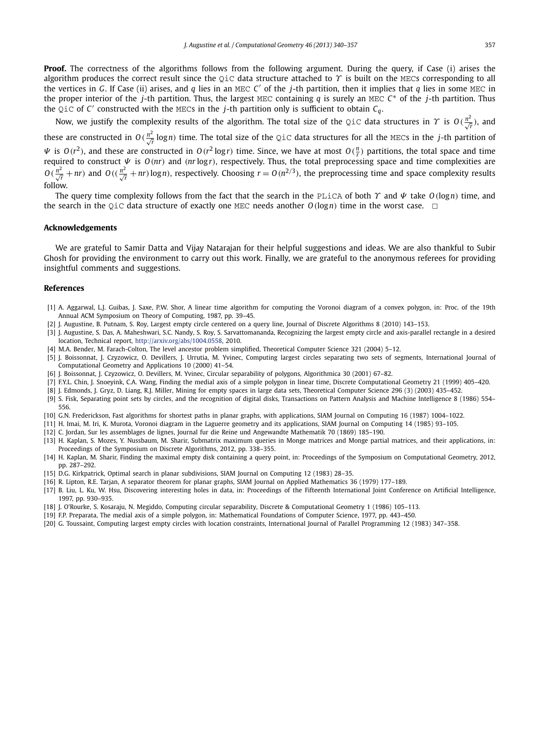**Proof.** The correctness of the algorithms follows from the following argument. During the query, if Case (i) arises the algorithm produces the correct result since the QiC data structure attached to $\Upsilon$ is built on the MECs corresponding to all the vertices in $G$. If Case (ii) arises, and $q$ lies in an MEC $C'$ of the $j$-th partition, then it implies that $q$ lies in some MEC in the proper interior of the $j$-th partition. Thus, the largest MEC containing $q$ is surely an MEC $C^*$ of the $j$-th partition. Thus the QiC of $C'$ constructed with the MECs in the $j$-th partition only is sufficient to obtain $C_q$.

Now, we justify the complexity results of the algorithm. The total size of the QiC data structures in $\Upsilon$ is $O(\frac{n^2}{\sqrt{r}})$, and these are constructed in $O(\frac{n^2}{\sqrt{r}} \log n)$ time. The total size of the QiC data structures for all the MECs in the $j$-th partition of $\Psi$ is $O(r^2)$, and these are constructed in $O(r^2 \log r)$ time. Since, we have at most $O(\frac{n}{r})$ partitions, the total space and time required to construct $\Psi$ is $O(nr)$ and $(nr \log r)$, respectively. Thus, the total preprocessing space and time complexities are $O(\frac{n^2}{\sqrt{r}} + nr)$ and $O((\frac{n^2}{\sqrt{r}} + nr) \log n)$, respectively. Choosing $r = O(n^{2/3})$, the preprocessing time and space complexity results follow.

The query time complexity follows from the fact that the search in the PLiCA of both $\Upsilon$ and $\Psi$ take $O(\log n)$ time, and the search in the QiC data structure of exactly one MEC needs another $O(\log n)$ time in the worst case. □

## Acknowledgements

We are grateful to Samir Datta and Vijay Natarajan for their helpful suggestions and ideas. We are also thankful to Subir Ghosh for providing the environment to carry out this work. Finally, we are grateful to the anonymous referees for providing insightful comments and suggestions.

## References

[1] A. Aggarwal, L.J. Guibas, J. Saxe, P.W. Shor, A linear time algorithm for computing the Voronoi diagram of a convex polygon, in: Proc. of the 19th Annual ACM Symposium on Theory of Computing, 1987, pp. 39–45.

[2] J. Augustine, B. Putnam, S. Roy, Largest empty circle centered on a query line, Journal of Discrete Algorithms 8 (2010) 143–153.

[3] J. Augustine, S. Das, A. Maheshwari, S.C. Nandy, S. Roy, S. Sarvattomananda, Recognizing the largest empty circle and axis-parallel rectangle in a desired location, Technical report, http://arxiv.org/abs/1004.0558, 2010.

[4] M.A. Bender, M. Farach-Colton, The level ancestor problem simplified, Theoretical Computer Science 321 (2004) 5–12.

[5] J. Boissonnat, J. Czyzowicz, O. Devillers, J. Urrutia, M. Yvinec, Computing largest circles separating two sets of segments, International Journal of Computational Geometry and Applications 10 (2000) 41–54.

[6] J. Boissonnat, J. Czyzowicz, O. Devillers, M. Yvinec, Circular separability of polygons, Algorithmica 30 (2001) 67–82.

[7] F.Y.L. Chin, J. Snoeyink, C.A. Wang, Finding the medial axis of a simple polygon in linear time, Discrete Computational Geometry 21 (1999) 405–420.

[8] J. Edmonds, J. Gryz, D. Liang, R.J. Miller, Mining for empty spaces in large data sets, Theoretical Computer Science 296 (3) (2003) 435–452.

[9] S. Fisk, Separating point sets by circles, and the recognition of digital disks, Transactions on Pattern Analysis and Machine Intelligence 8 (1986) 554–556.

[10] G.N. Frederickson, Fast algorithms for shortest paths in planar graphs, with applications, SIAM Journal on Computing 16 (1987) 1004–1022.

[11] H. Imai, M. Iri, K. Murota, Voronoi diagram in the Laguerre geometry and its applications, SIAM Journal on Computing 14 (1985) 93–105.

[12] C. Jordan, Sur les assemblages de lignes, Journal fur die Reine und Angewandte Mathematik 70 (1869) 185–190.

[13] H. Kaplan, S. Mozes, Y. Nussbaum, M. Sharir, Submatrix maximum queries in Monge matrices and Monge partial matrices, and their applications, in: Proceedings of the Symposium on Discrete Algorithms, 2012, pp. 338–355.

[14] H. Kaplan, M. Sharir, Finding the maximal empty disk containing a query point, in: Proceedings of the Symposium on Computational Geometry, 2012, pp. 287–292.

[15] D.G. Kirkpatrick, Optimal search in planar subdivisions, SIAM Journal on Computing 12 (1983) 28–35.

[16] R. Lipton, R.E. Tarjan, A separator theorem for planar graphs, SIAM Journal on Applied Mathematics 36 (1979) 177–189.

[17] B. Liu, L. Ku, W. Hsu, Discovering interesting holes in data, in: Proceedings of the Fifteenth International Joint Conference on Artificial Intelligence, 1997, pp. 930–935.

[18] J. O'Rourke, S. Kosaraju, N. Megiddo, Computing circular separability, Discrete & Computational Geometry 1 (1986) 105–113.

[19] F.P. Preparata, The medial axis of a simple polygon, in: Mathematical Foundations of Computer Science, 1977, pp. 443–450.

[20] G. Toussaint, Computing largest empty circles with location constraints, International Journal of Parallel Programming 12 (1983) 347–358.